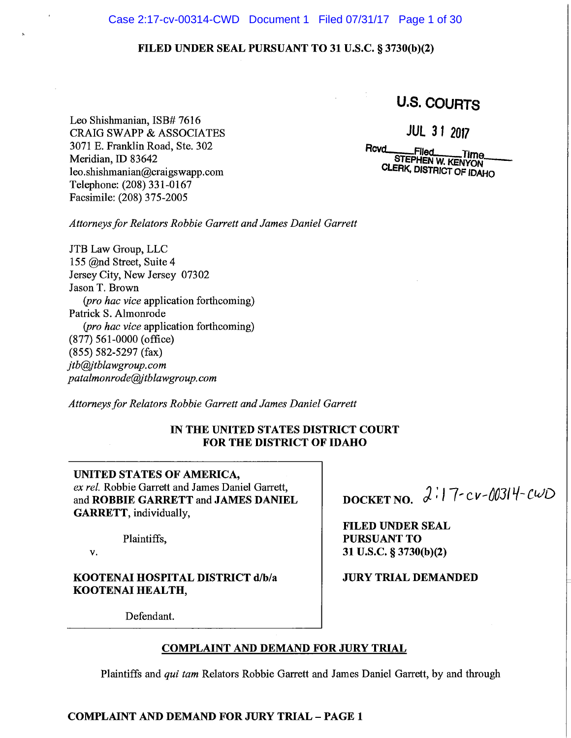**FILED UNDER SEAL PURSUANT TO 31 U.S.C. § 3730(b)(2)**

**U.S. COURTS**

**JUL 31 2017**

Rcvd\_\_\_\_\_ Filed\_\_\_\_\_ Time\_\_\_\_\_
STEPHEN W. KENYON
CLERK, DISTRICT OF IDAHO

Leo Shishmanian, ISB# 7616
CRAIG SWAPP & ASSOCIATES
3071 E. Franklin Road, Ste. 302
Meridian, ID 83642
leo.shishmanian@craigswapp.com
Telephone: (208) 331-0167
Facsimile: (208) 375-2005

*Attorneys for Relators Robbie Garrett and James Daniel Garrett*

JTB Law Group, LLC
155 @nd Street, Suite 4
Jersey City, New Jersey 07302
Jason T. Brown
(*pro hac vice* application forthcoming)
Patrick S. Almonrode
(*pro hac vice* application forthcoming)
(877) 561-0000 (office)
(855) 582-5297 (fax)
*jtb@jtblawgroup.com*
*patalmonrode@jtblawgroup.com*

*Attorneys for Relators Robbie Garrett and James Daniel Garrett*

**IN THE UNITED STATES DISTRICT COURT**
**FOR THE DISTRICT OF IDAHO**

**UNITED STATES OF AMERICA,**
*ex rel.* Robbie Garrett and James Daniel Garrett, and **ROBBIE GARRETT** and **JAMES DANIEL GARRETT**, individually,

Plaintiffs,

v.

**KOOTENAI HOSPITAL DISTRICT d/b/a KOOTENAI HEALTH,**

Defendant.

**DOCKET NO.** 2:17-cv-00314-CWD

**FILED UNDER SEAL PURSUANT TO 31 U.S.C. § 3730(b)(2)**

**JURY TRIAL DEMANDED**

**COMPLAINT AND DEMAND FOR JURY TRIAL**

Plaintiffs and *qui tam* Relators Robbie Garrett and James Daniel Garrett, by and through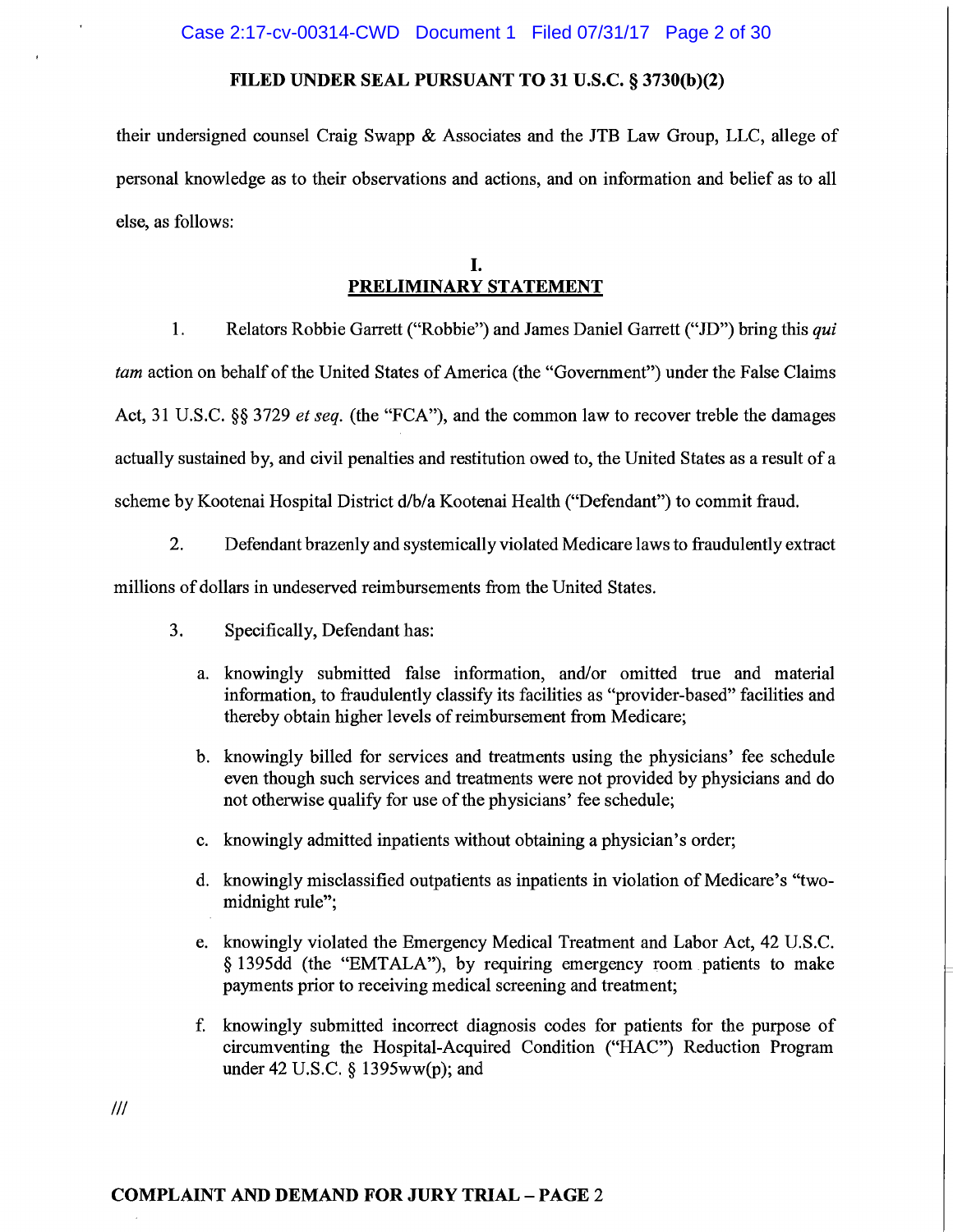**FILED UNDER SEAL PURSUANT TO 31 U.S.C. § 3730(b)(2)**

their undersigned counsel Craig Swapp & Associates and the JTB Law Group, LLC, allege of personal knowledge as to their observations and actions, and on information and belief as to all else, as follows:

## I.
## PRELIMINARY STATEMENT

1. Relators Robbie Garrett ("Robbie") and James Daniel Garrett ("JD") bring this *qui tam* action on behalf of the United States of America (the "Government") under the False Claims Act, 31 U.S.C. §§ 3729 *et seq.* (the "FCA"), and the common law to recover treble the damages actually sustained by, and civil penalties and restitution owed to, the United States as a result of a scheme by Kootenai Hospital District d/b/a Kootenai Health ("Defendant") to commit fraud.

2. Defendant brazenly and systemically violated Medicare laws to fraudulently extract millions of dollars in undeserved reimbursements from the United States.

3. Specifically, Defendant has:

   a. knowingly submitted false information, and/or omitted true and material information, to fraudulently classify its facilities as "provider-based" facilities and thereby obtain higher levels of reimbursement from Medicare;

   b. knowingly billed for services and treatments using the physicians' fee schedule even though such services and treatments were not provided by physicians and do not otherwise qualify for use of the physicians' fee schedule;

   c. knowingly admitted inpatients without obtaining a physician's order;

   d. knowingly misclassified outpatients as inpatients in violation of Medicare's "two-midnight rule";

   e. knowingly violated the Emergency Medical Treatment and Labor Act, 42 U.S.C. § 1395dd (the "EMTALA"), by requiring emergency room patients to make payments prior to receiving medical screening and treatment;

   f. knowingly submitted incorrect diagnosis codes for patients for the purpose of circumventing the Hospital-Acquired Condition ("HAC") Reduction Program under 42 U.S.C. § 1395ww(p); and

///

**COMPLAINT AND DEMAND FOR JURY TRIAL – PAGE 2**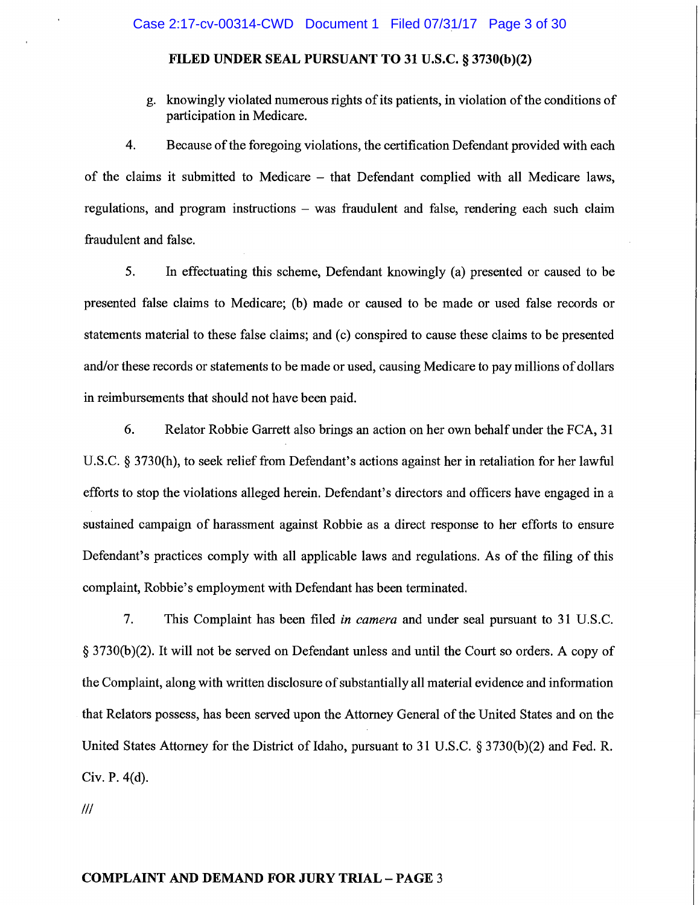**FILED UNDER SEAL PURSUANT TO 31 U.S.C. § 3730(b)(2)**

g. knowingly violated numerous rights of its patients, in violation of the conditions of participation in Medicare.

4. Because of the foregoing violations, the certification Defendant provided with each of the claims it submitted to Medicare – that Defendant complied with all Medicare laws, regulations, and program instructions – was fraudulent and false, rendering each such claim fraudulent and false.

5. In effectuating this scheme, Defendant knowingly (a) presented or caused to be presented false claims to Medicare; (b) made or caused to be made or used false records or statements material to these false claims; and (c) conspired to cause these claims to be presented and/or these records or statements to be made or used, causing Medicare to pay millions of dollars in reimbursements that should not have been paid.

6. Relator Robbie Garrett also brings an action on her own behalf under the FCA, 31 U.S.C. § 3730(h), to seek relief from Defendant's actions against her in retaliation for her lawful efforts to stop the violations alleged herein. Defendant's directors and officers have engaged in a sustained campaign of harassment against Robbie as a direct response to her efforts to ensure Defendant's practices comply with all applicable laws and regulations. As of the filing of this complaint, Robbie's employment with Defendant has been terminated.

7. This Complaint has been filed *in camera* and under seal pursuant to 31 U.S.C. § 3730(b)(2). It will not be served on Defendant unless and until the Court so orders. A copy of the Complaint, along with written disclosure of substantially all material evidence and information that Relators possess, has been served upon the Attorney General of the United States and on the United States Attorney for the District of Idaho, pursuant to 31 U.S.C. § 3730(b)(2) and Fed. R. Civ. P. 4(d).

///

**COMPLAINT AND DEMAND FOR JURY TRIAL – PAGE 3**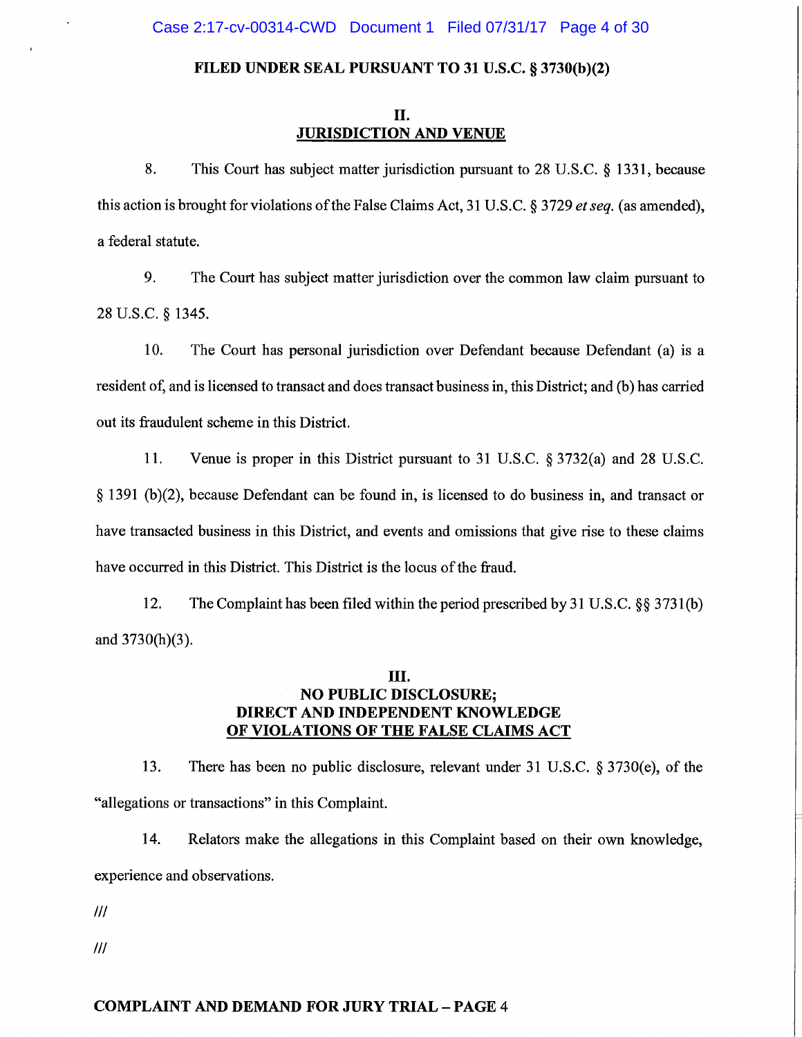**FILED UNDER SEAL PURSUANT TO 31 U.S.C. § 3730(b)(2)**

## II.
## JURISDICTION AND VENUE

8. This Court has subject matter jurisdiction pursuant to 28 U.S.C. § 1331, because this action is brought for violations of the False Claims Act, 31 U.S.C. § 3729 *et seq.* (as amended), a federal statute.

9. The Court has subject matter jurisdiction over the common law claim pursuant to 28 U.S.C. § 1345.

10. The Court has personal jurisdiction over Defendant because Defendant (a) is a resident of, and is licensed to transact and does transact business in, this District; and (b) has carried out its fraudulent scheme in this District.

11. Venue is proper in this District pursuant to 31 U.S.C. § 3732(a) and 28 U.S.C. § 1391 (b)(2), because Defendant can be found in, is licensed to do business in, and transact or have transacted business in this District, and events and omissions that give rise to these claims have occurred in this District. This District is the locus of the fraud.

12. The Complaint has been filed within the period prescribed by 31 U.S.C. §§ 3731(b) and 3730(h)(3).

## III.
## NO PUBLIC DISCLOSURE; DIRECT AND INDEPENDENT KNOWLEDGE OF VIOLATIONS OF THE FALSE CLAIMS ACT

13. There has been no public disclosure, relevant under 31 U.S.C. § 3730(e), of the "allegations or transactions" in this Complaint.

14. Relators make the allegations in this Complaint based on their own knowledge, experience and observations.

///

///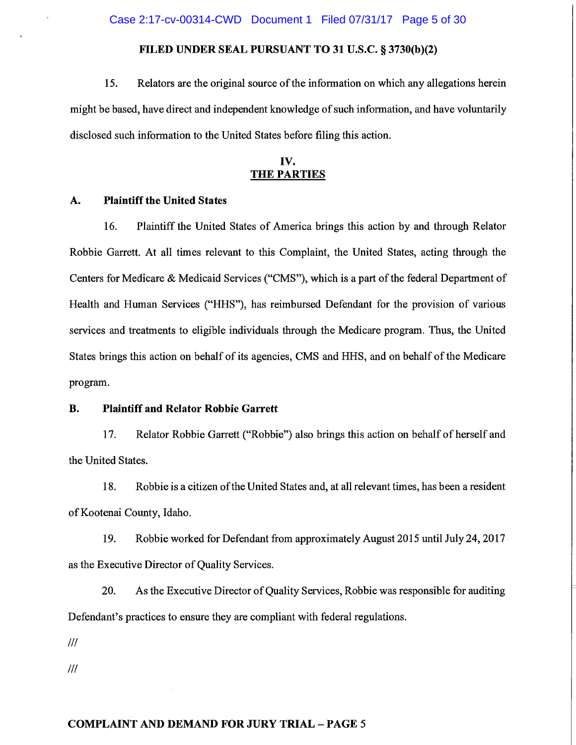**FILED UNDER SEAL PURSUANT TO 31 U.S.C. § 3730(b)(2)**

15. Relators are the original source of the information on which any allegations herein might be based, have direct and independent knowledge of such information, and have voluntarily disclosed such information to the United States before filing this action.

## IV. THE PARTIES

### A. Plaintiff the United States

16. Plaintiff the United States of America brings this action by and through Relator Robbie Garrett. At all times relevant to this Complaint, the United States, acting through the Centers for Medicare & Medicaid Services ("CMS"), which is a part of the federal Department of Health and Human Services ("HHS"), has reimbursed Defendant for the provision of various services and treatments to eligible individuals through the Medicare program. Thus, the United States brings this action on behalf of its agencies, CMS and HHS, and on behalf of the Medicare program.

### B. Plaintiff and Relator Robbie Garrett

17. Relator Robbie Garrett ("Robbie") also brings this action on behalf of herself and the United States.

18. Robbie is a citizen of the United States and, at all relevant times, has been a resident of Kootenai County, Idaho.

19. Robbie worked for Defendant from approximately August 2015 until July 24, 2017 as the Executive Director of Quality Services.

20. As the Executive Director of Quality Services, Robbie was responsible for auditing Defendant's practices to ensure they are compliant with federal regulations.

///

///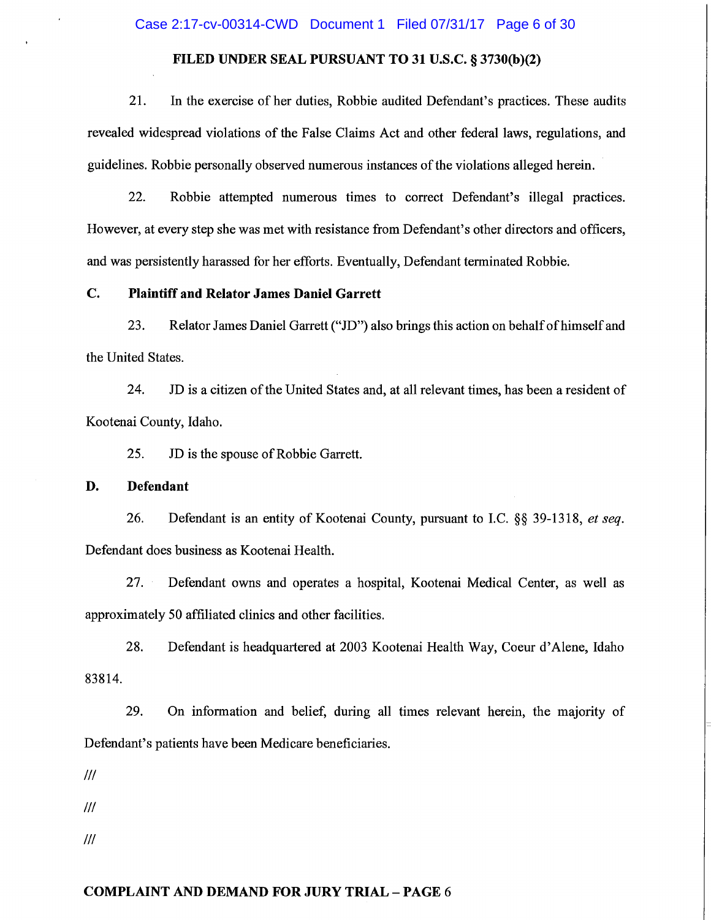**FILED UNDER SEAL PURSUANT TO 31 U.S.C. § 3730(b)(2)**

21. In the exercise of her duties, Robbie audited Defendant's practices. These audits revealed widespread violations of the False Claims Act and other federal laws, regulations, and guidelines. Robbie personally observed numerous instances of the violations alleged herein.

22. Robbie attempted numerous times to correct Defendant's illegal practices. However, at every step she was met with resistance from Defendant's other directors and officers, and was persistently harassed for her efforts. Eventually, Defendant terminated Robbie.

### C. Plaintiff and Relator James Daniel Garrett

23. Relator James Daniel Garrett ("JD") also brings this action on behalf of himself and the United States.

24. JD is a citizen of the United States and, at all relevant times, has been a resident of Kootenai County, Idaho.

25. JD is the spouse of Robbie Garrett.

### D. Defendant

26. Defendant is an entity of Kootenai County, pursuant to I.C. §§ 39-1318, *et seq.* Defendant does business as Kootenai Health.

27. Defendant owns and operates a hospital, Kootenai Medical Center, as well as approximately 50 affiliated clinics and other facilities.

28. Defendant is headquartered at 2003 Kootenai Health Way, Coeur d'Alene, Idaho 83814.

29. On information and belief, during all times relevant herein, the majority of Defendant's patients have been Medicare beneficiaries.

///

///

///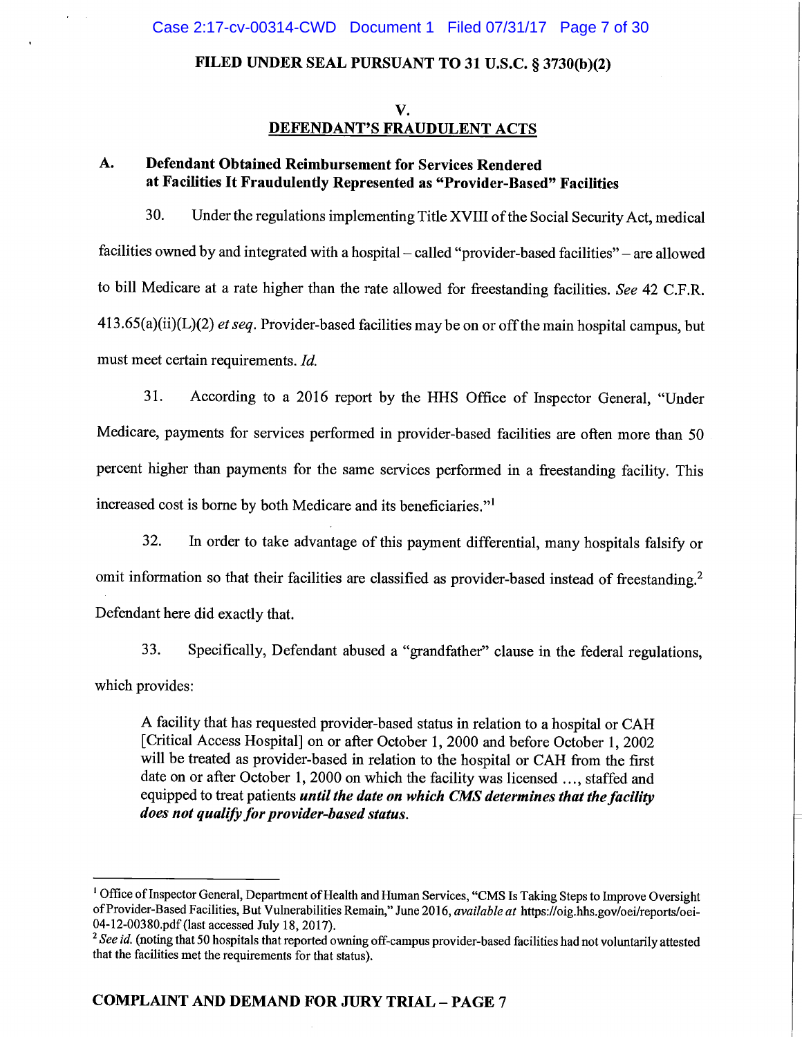FILED UNDER SEAL PURSUANT TO 31 U.S.C. § 3730(b)(2)

## V. DEFENDANT'S FRAUDULENT ACTS

### A. Defendant Obtained Reimbursement for Services Rendered at Facilities It Fraudulently Represented as "Provider-Based" Facilities

30. Under the regulations implementing Title XVIII of the Social Security Act, medical facilities owned by and integrated with a hospital – called "provider-based facilities" – are allowed to bill Medicare at a rate higher than the rate allowed for freestanding facilities. *See* 42 C.F.R. 413.65(a)(ii)(L)(2) *et seq.* Provider-based facilities may be on or off the main hospital campus, but must meet certain requirements. *Id.*

31. According to a 2016 report by the HHS Office of Inspector General, "Under Medicare, payments for services performed in provider-based facilities are often more than 50 percent higher than payments for the same services performed in a freestanding facility. This increased cost is borne by both Medicare and its beneficiaries."[1]

32. In order to take advantage of this payment differential, many hospitals falsify or omit information so that their facilities are classified as provider-based instead of freestanding.[2] Defendant here did exactly that.

33. Specifically, Defendant abused a "grandfather" clause in the federal regulations, which provides:

> A facility that has requested provider-based status in relation to a hospital or CAH [Critical Access Hospital] on or after October 1, 2000 and before October 1, 2002 will be treated as provider-based in relation to the hospital or CAH from the first date on or after October 1, 2000 on which the facility was licensed …, staffed and equipped to treat patients ***until the date on which CMS determines that the facility does not qualify for provider-based status.***

---

[1] Office of Inspector General, Department of Health and Human Services, "CMS Is Taking Steps to Improve Oversight of Provider-Based Facilities, But Vulnerabilities Remain," June 2016, *available at* https://oig.hhs.gov/oei/reports/oei-04-12-00380.pdf (last accessed July 18, 2017).

[2] *See id.* (noting that 50 hospitals that reported owning off-campus provider-based facilities had not voluntarily attested that the facilities met the requirements for that status).

**COMPLAINT AND DEMAND FOR JURY TRIAL – PAGE 7**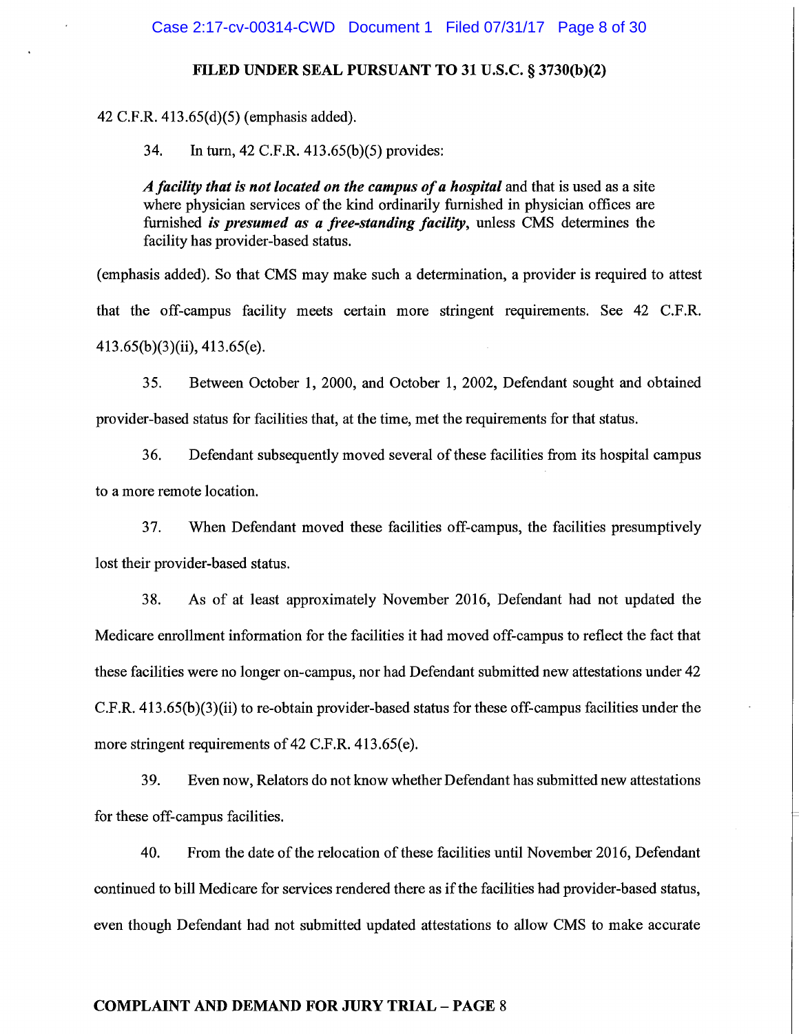42 C.F.R. 413.65(d)(5) (emphasis added).

34. In turn, 42 C.F.R. 413.65(b)(5) provides:

> ***A facility that is not located on the campus of a hospital*** and that is used as a site where physician services of the kind ordinarily furnished in physician offices are furnished ***is presumed as a free-standing facility***, unless CMS determines the facility has provider-based status.

(emphasis added). So that CMS may make such a determination, a provider is required to attest that the off-campus facility meets certain more stringent requirements. See 42 C.F.R. 413.65(b)(3)(ii), 413.65(e).

35. Between October 1, 2000, and October 1, 2002, Defendant sought and obtained provider-based status for facilities that, at the time, met the requirements for that status.

36. Defendant subsequently moved several of these facilities from its hospital campus to a more remote location.

37. When Defendant moved these facilities off-campus, the facilities presumptively lost their provider-based status.

38. As of at least approximately November 2016, Defendant had not updated the Medicare enrollment information for the facilities it had moved off-campus to reflect the fact that these facilities were no longer on-campus, nor had Defendant submitted new attestations under 42 C.F.R. 413.65(b)(3)(ii) to re-obtain provider-based status for these off-campus facilities under the more stringent requirements of 42 C.F.R. 413.65(e).

39. Even now, Relators do not know whether Defendant has submitted new attestations for these off-campus facilities.

40. From the date of the relocation of these facilities until November 2016, Defendant continued to bill Medicare for services rendered there as if the facilities had provider-based status, even though Defendant had not submitted updated attestations to allow CMS to make accurate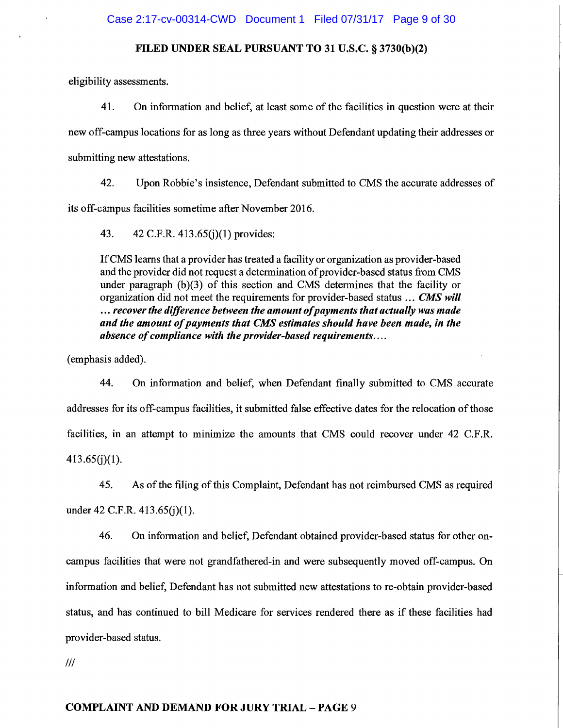eligibility assessments.

41. On information and belief, at least some of the facilities in question were at their new off-campus locations for as long as three years without Defendant updating their addresses or submitting new attestations.

42. Upon Robbie's insistence, Defendant submitted to CMS the accurate addresses of its off-campus facilities sometime after November 2016.

43. 42 C.F.R. 413.65(j)(1) provides:

> If CMS learns that a provider has treated a facility or organization as provider-based and the provider did not request a determination of provider-based status from CMS under paragraph (b)(3) of this section and CMS determines that the facility or organization did not meet the requirements for provider-based status … ***CMS will … recover the difference between the amount of payments that actually was made and the amount of payments that CMS estimates should have been made, in the absence of compliance with the provider-based requirements….***

(emphasis added).

44. On information and belief, when Defendant finally submitted to CMS accurate addresses for its off-campus facilities, it submitted false effective dates for the relocation of those facilities, in an attempt to minimize the amounts that CMS could recover under 42 C.F.R. 413.65(j)(1).

45. As of the filing of this Complaint, Defendant has not reimbursed CMS as required under 42 C.F.R. 413.65(j)(1).

46. On information and belief, Defendant obtained provider-based status for other on-campus facilities that were not grandfathered-in and were subsequently moved off-campus. On information and belief, Defendant has not submitted new attestations to re-obtain provider-based status, and has continued to bill Medicare for services rendered there as if these facilities had provider-based status.

///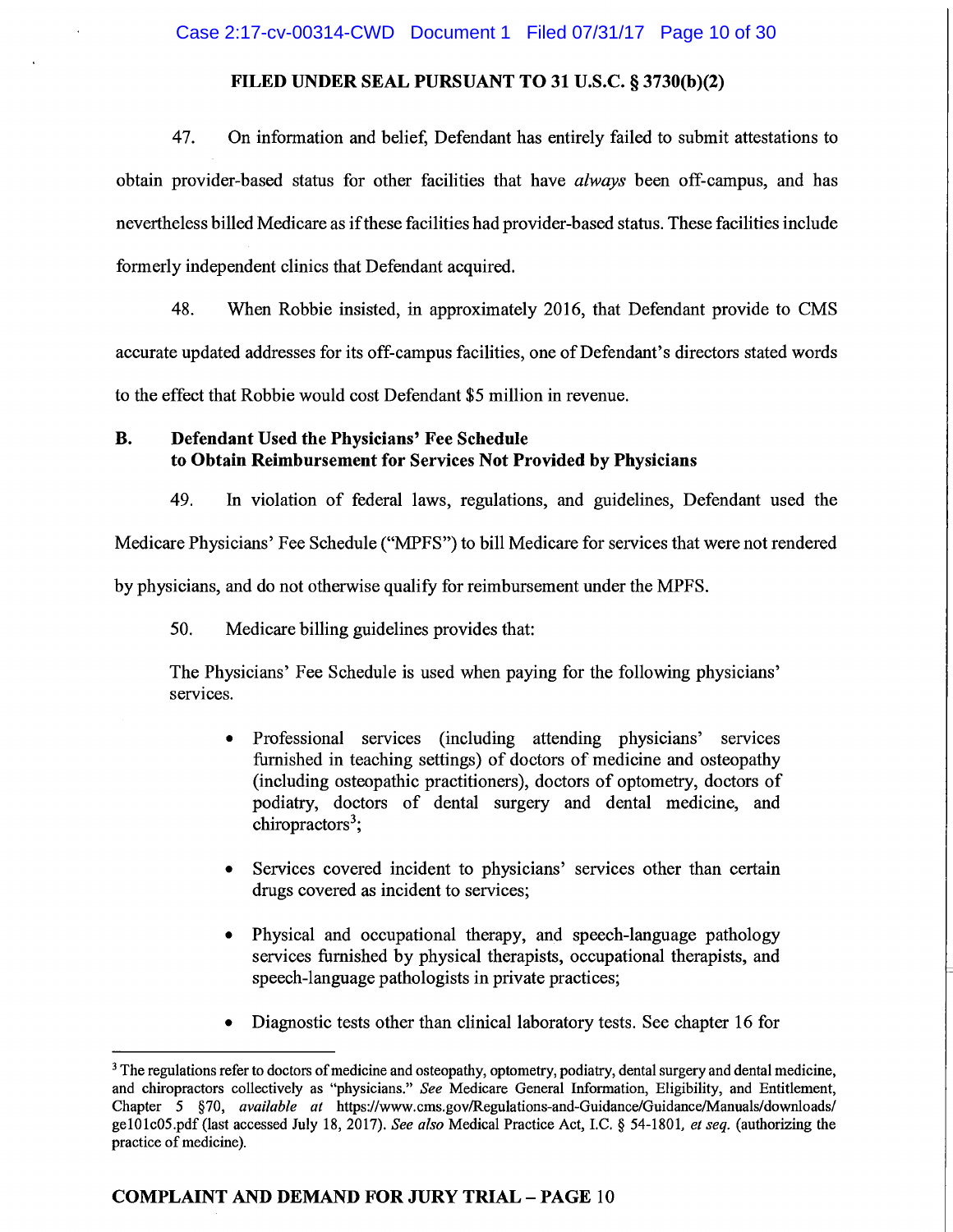**FILED UNDER SEAL PURSUANT TO 31 U.S.C. § 3730(b)(2)**

47. On information and belief, Defendant has entirely failed to submit attestations to obtain provider-based status for other facilities that have *always* been off-campus, and has nevertheless billed Medicare as if these facilities had provider-based status. These facilities include formerly independent clinics that Defendant acquired.

48. When Robbie insisted, in approximately 2016, that Defendant provide to CMS accurate updated addresses for its off-campus facilities, one of Defendant's directors stated words to the effect that Robbie would cost Defendant $5 million in revenue.

### B. Defendant Used the Physicians' Fee Schedule to Obtain Reimbursement for Services Not Provided by Physicians

49. In violation of federal laws, regulations, and guidelines, Defendant used the Medicare Physicians' Fee Schedule ("MPFS") to bill Medicare for services that were not rendered by physicians, and do not otherwise qualify for reimbursement under the MPFS.

50. Medicare billing guidelines provides that:

> The Physicians' Fee Schedule is used when paying for the following physicians' services.
>
> - Professional services (including attending physicians' services furnished in teaching settings) of doctors of medicine and osteopathy (including osteopathic practitioners), doctors of optometry, doctors of podiatry, doctors of dental surgery and dental medicine, and chiropractors[3];
> - Services covered incident to physicians' services other than certain drugs covered as incident to services;
> - Physical and occupational therapy, and speech-language pathology services furnished by physical therapists, occupational therapists, and speech-language pathologists in private practices;
> - Diagnostic tests other than clinical laboratory tests. See chapter 16 for

---

[3] The regulations refer to doctors of medicine and osteopathy, optometry, podiatry, dental surgery and dental medicine, and chiropractors collectively as "physicians." *See* Medicare General Information, Eligibility, and Entitlement, Chapter 5 §70, *available at* https://www.cms.gov/Regulations-and-Guidance/Guidance/Manuals/downloads/ge101c05.pdf (last accessed July 18, 2017). *See also* Medical Practice Act, I.C. § 54-1801, *et seq.* (authorizing the practice of medicine).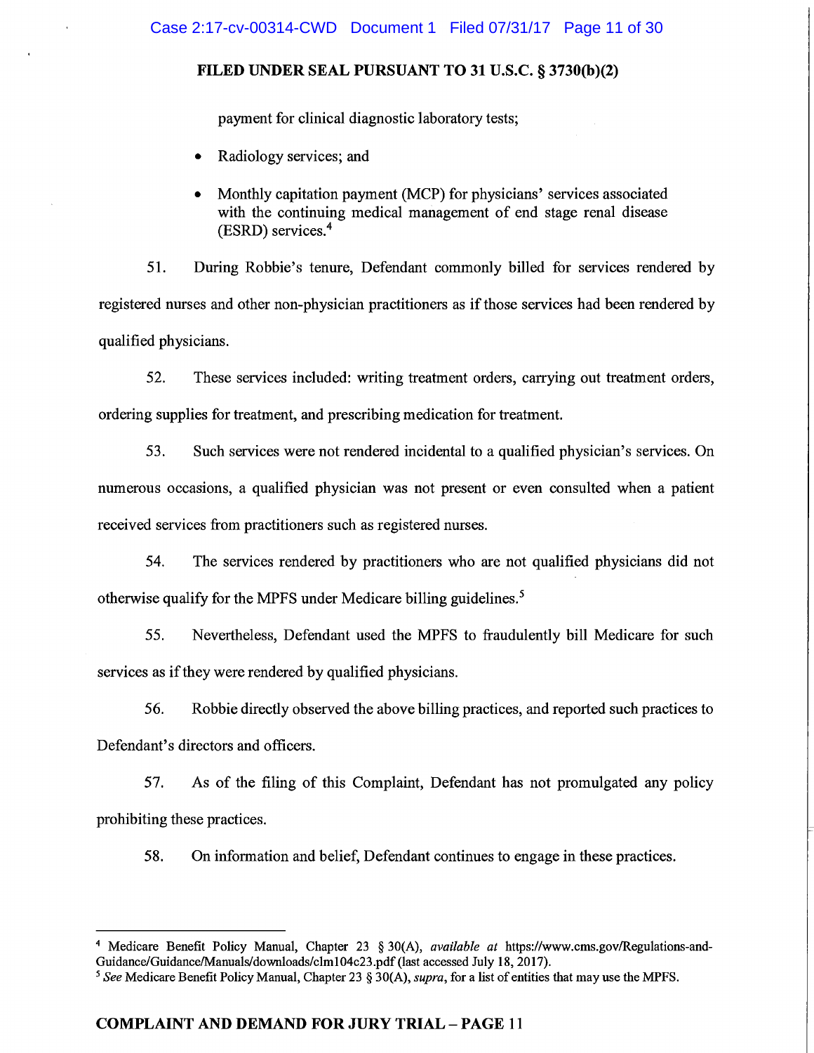payment for clinical diagnostic laboratory tests;

- Radiology services; and
- Monthly capitation payment (MCP) for physicians' services associated with the continuing medical management of end stage renal disease (ESRD) services.[4]

51. During Robbie's tenure, Defendant commonly billed for services rendered by registered nurses and other non-physician practitioners as if those services had been rendered by qualified physicians.

52. These services included: writing treatment orders, carrying out treatment orders, ordering supplies for treatment, and prescribing medication for treatment.

53. Such services were not rendered incidental to a qualified physician's services. On numerous occasions, a qualified physician was not present or even consulted when a patient received services from practitioners such as registered nurses.

54. The services rendered by practitioners who are not qualified physicians did not otherwise qualify for the MPFS under Medicare billing guidelines.[5]

55. Nevertheless, Defendant used the MPFS to fraudulently bill Medicare for such services as if they were rendered by qualified physicians.

56. Robbie directly observed the above billing practices, and reported such practices to Defendant's directors and officers.

57. As of the filing of this Complaint, Defendant has not promulgated any policy prohibiting these practices.

58. On information and belief, Defendant continues to engage in these practices.

---

[4] Medicare Benefit Policy Manual, Chapter 23 § 30(A), *available at* https://www.cms.gov/Regulations-and-Guidance/Guidance/Manuals/downloads/clm104c23.pdf (last accessed July 18, 2017).

[5] *See* Medicare Benefit Policy Manual, Chapter 23 § 30(A), *supra*, for a list of entities that may use the MPFS.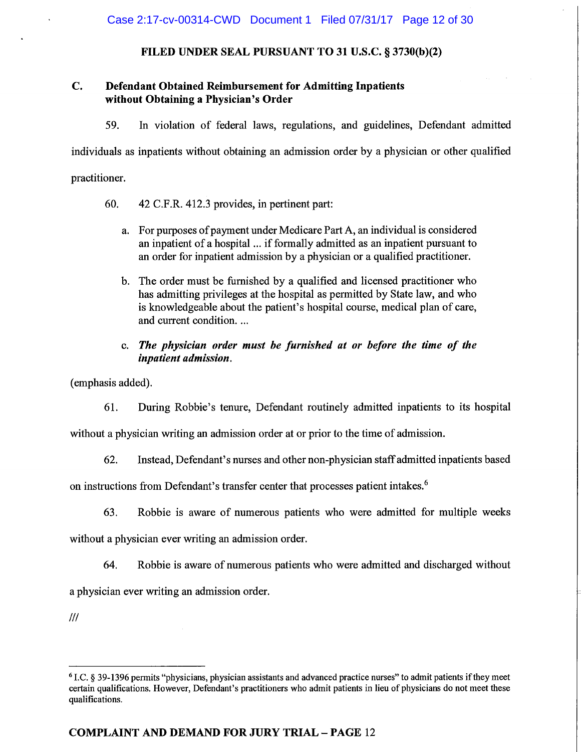**FILED UNDER SEAL PURSUANT TO 31 U.S.C. § 3730(b)(2)**

## C. Defendant Obtained Reimbursement for Admitting Inpatients without Obtaining a Physician's Order

59. In violation of federal laws, regulations, and guidelines, Defendant admitted individuals as inpatients without obtaining an admission order by a physician or other qualified practitioner.

60. 42 C.F.R. 412.3 provides, in pertinent part:

> a. For purposes of payment under Medicare Part A, an individual is considered an inpatient of a hospital ... if formally admitted as an inpatient pursuant to an order for inpatient admission by a physician or a qualified practitioner.
>
> b. The order must be furnished by a qualified and licensed practitioner who has admitting privileges at the hospital as permitted by State law, and who is knowledgeable about the patient's hospital course, medical plan of care, and current condition. ...
>
> c. ***The physician order must be furnished at or before the time of the inpatient admission.***

(emphasis added).

61. During Robbie's tenure, Defendant routinely admitted inpatients to its hospital without a physician writing an admission order at or prior to the time of admission.

62. Instead, Defendant's nurses and other non-physician staff admitted inpatients based on instructions from Defendant's transfer center that processes patient intakes.[6]

63. Robbie is aware of numerous patients who were admitted for multiple weeks without a physician ever writing an admission order.

64. Robbie is aware of numerous patients who were admitted and discharged without a physician ever writing an admission order.

///

---

[6] I.C. § 39-1396 permits "physicians, physician assistants and advanced practice nurses" to admit patients if they meet certain qualifications. However, Defendant's practitioners who admit patients in lieu of physicians do not meet these qualifications.

**COMPLAINT AND DEMAND FOR JURY TRIAL – PAGE 12**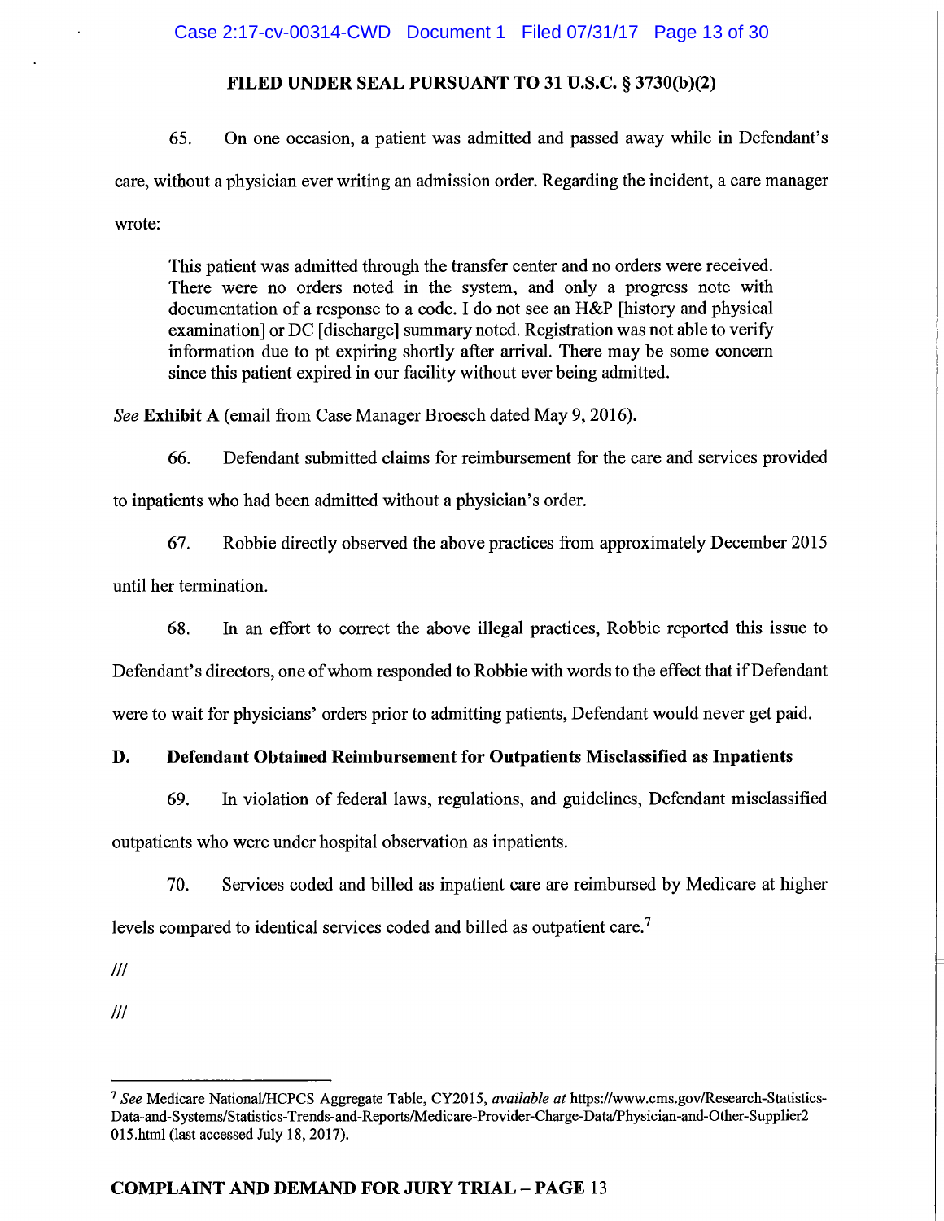**FILED UNDER SEAL PURSUANT TO 31 U.S.C. § 3730(b)(2)**

65. On one occasion, a patient was admitted and passed away while in Defendant's care, without a physician ever writing an admission order. Regarding the incident, a care manager wrote:

> This patient was admitted through the transfer center and no orders were received. There were no orders noted in the system, and only a progress note with documentation of a response to a code. I do not see an H&P [history and physical examination] or DC [discharge] summary noted. Registration was not able to verify information due to pt expiring shortly after arrival. There may be some concern since this patient expired in our facility without ever being admitted.

*See* **Exhibit A** (email from Case Manager Broesch dated May 9, 2016).

66. Defendant submitted claims for reimbursement for the care and services provided to inpatients who had been admitted without a physician's order.

67. Robbie directly observed the above practices from approximately December 2015 until her termination.

68. In an effort to correct the above illegal practices, Robbie reported this issue to Defendant's directors, one of whom responded to Robbie with words to the effect that if Defendant were to wait for physicians' orders prior to admitting patients, Defendant would never get paid.

### D. Defendant Obtained Reimbursement for Outpatients Misclassified as Inpatients

69. In violation of federal laws, regulations, and guidelines, Defendant misclassified outpatients who were under hospital observation as inpatients.

70. Services coded and billed as inpatient care are reimbursed by Medicare at higher levels compared to identical services coded and billed as outpatient care.[7]

///

///

---

[7] *See* Medicare National/HCPCS Aggregate Table, CY2015, *available at* https://www.cms.gov/Research-Statistics-Data-and-Systems/Statistics-Trends-and-Reports/Medicare-Provider-Charge-Data/Physician-and-Other-Supplier2015.html (last accessed July 18, 2017).

**COMPLAINT AND DEMAND FOR JURY TRIAL – PAGE 13**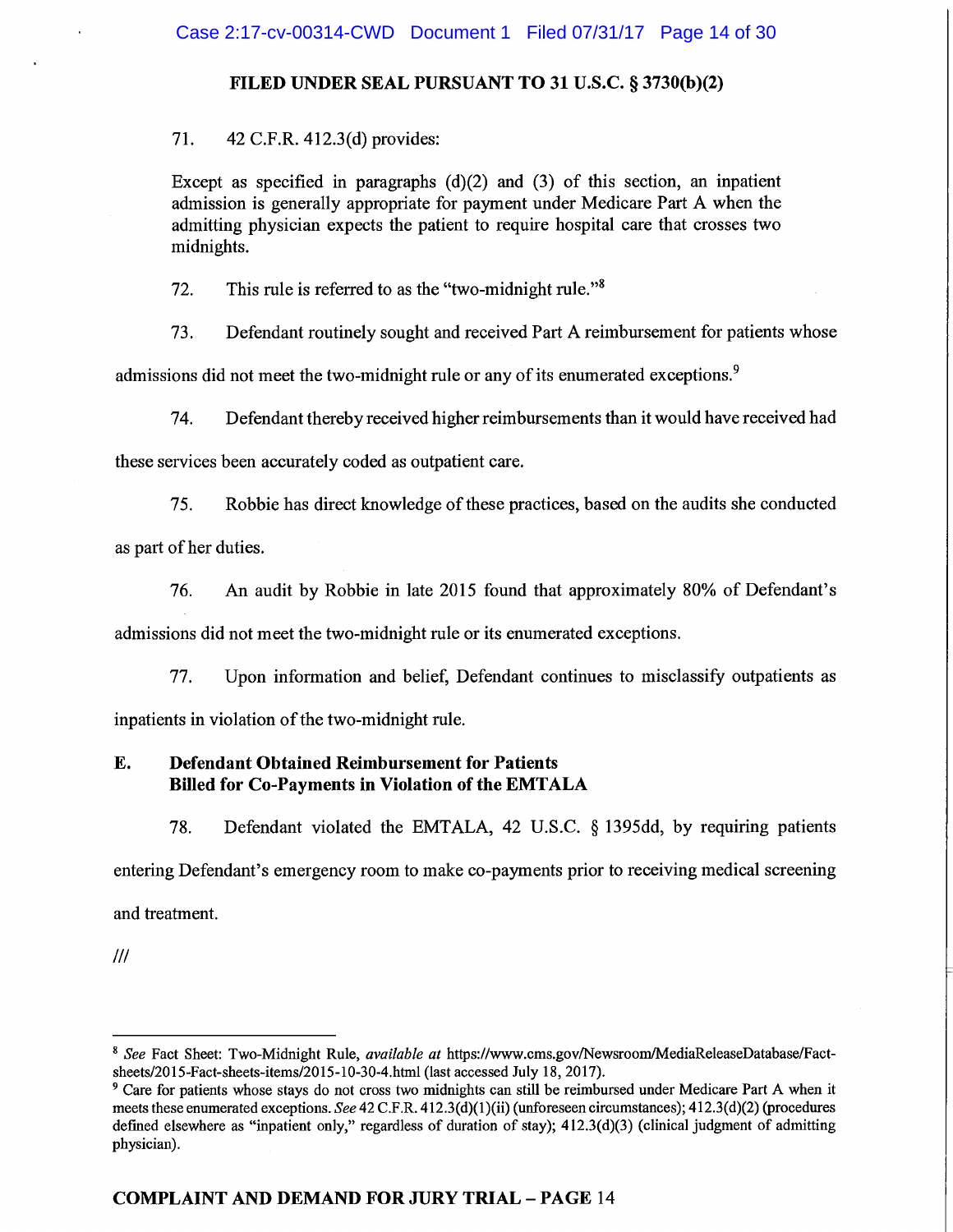**FILED UNDER SEAL PURSUANT TO 31 U.S.C. § 3730(b)(2)**

71. 42 C.F.R. 412.3(d) provides:

> Except as specified in paragraphs (d)(2) and (3) of this section, an inpatient admission is generally appropriate for payment under Medicare Part A when the admitting physician expects the patient to require hospital care that crosses two midnights.

72. This rule is referred to as the "two-midnight rule."[8]

73. Defendant routinely sought and received Part A reimbursement for patients whose admissions did not meet the two-midnight rule or any of its enumerated exceptions.[9]

74. Defendant thereby received higher reimbursements than it would have received had these services been accurately coded as outpatient care.

75. Robbie has direct knowledge of these practices, based on the audits she conducted as part of her duties.

76. An audit by Robbie in late 2015 found that approximately 80% of Defendant's admissions did not meet the two-midnight rule or its enumerated exceptions.

77. Upon information and belief, Defendant continues to misclassify outpatients as inpatients in violation of the two-midnight rule.

### E. Defendant Obtained Reimbursement for Patients Billed for Co-Payments in Violation of the EMTALA

78. Defendant violated the EMTALA, 42 U.S.C. § 1395dd, by requiring patients entering Defendant's emergency room to make co-payments prior to receiving medical screening and treatment.

///

---

[8] *See* Fact Sheet: Two-Midnight Rule, *available at* https://www.cms.gov/Newsroom/MediaReleaseDatabase/Fact-sheets/2015-Fact-sheets-items/2015-10-30-4.html (last accessed July 18, 2017).

[9] Care for patients whose stays do not cross two midnights can still be reimbursed under Medicare Part A when it meets these enumerated exceptions. *See* 42 C.F.R. 412.3(d)(1)(ii) (unforeseen circumstances); 412.3(d)(2) (procedures defined elsewhere as "inpatient only," regardless of duration of stay); 412.3(d)(3) (clinical judgment of admitting physician).

**COMPLAINT AND DEMAND FOR JURY TRIAL – PAGE 14**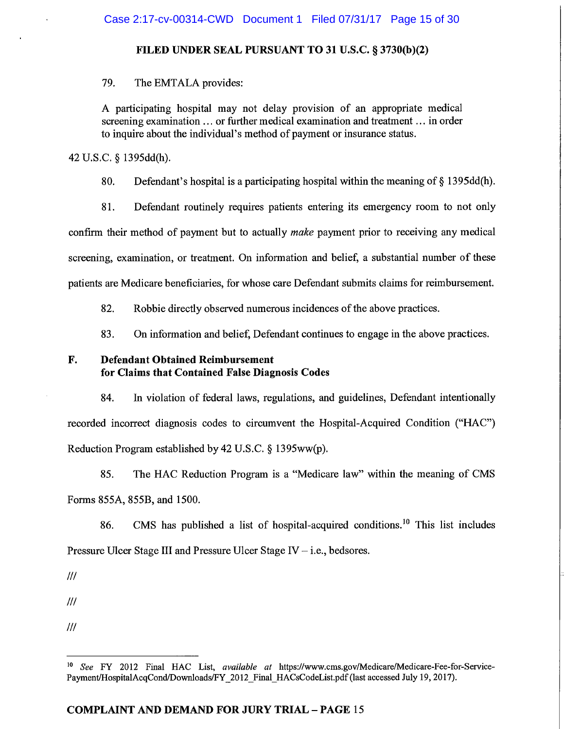**FILED UNDER SEAL PURSUANT TO 31 U.S.C. § 3730(b)(2)**

79. The EMTALA provides:

> A participating hospital may not delay provision of an appropriate medical screening examination … or further medical examination and treatment … in order to inquire about the individual's method of payment or insurance status.

42 U.S.C. § 1395dd(h).

80. Defendant's hospital is a participating hospital within the meaning of § 1395dd(h).

81. Defendant routinely requires patients entering its emergency room to not only confirm their method of payment but to actually *make* payment prior to receiving any medical screening, examination, or treatment. On information and belief, a substantial number of these patients are Medicare beneficiaries, for whose care Defendant submits claims for reimbursement.

82. Robbie directly observed numerous incidences of the above practices.

83. On information and belief, Defendant continues to engage in the above practices.

### F. Defendant Obtained Reimbursement for Claims that Contained False Diagnosis Codes

84. In violation of federal laws, regulations, and guidelines, Defendant intentionally recorded incorrect diagnosis codes to circumvent the Hospital-Acquired Condition ("HAC") Reduction Program established by 42 U.S.C. § 1395ww(p).

85. The HAC Reduction Program is a "Medicare law" within the meaning of CMS Forms 855A, 855B, and 1500.

86. CMS has published a list of hospital-acquired conditions.[10] This list includes Pressure Ulcer Stage III and Pressure Ulcer Stage IV – i.e., bedsores.

///

///

///

---

[10] *See* FY 2012 Final HAC List, *available at* https://www.cms.gov/Medicare/Medicare-Fee-for-Service-Payment/HospitalAcqCond/Downloads/FY_2012_Final_HACsCodeList.pdf (last accessed July 19, 2017).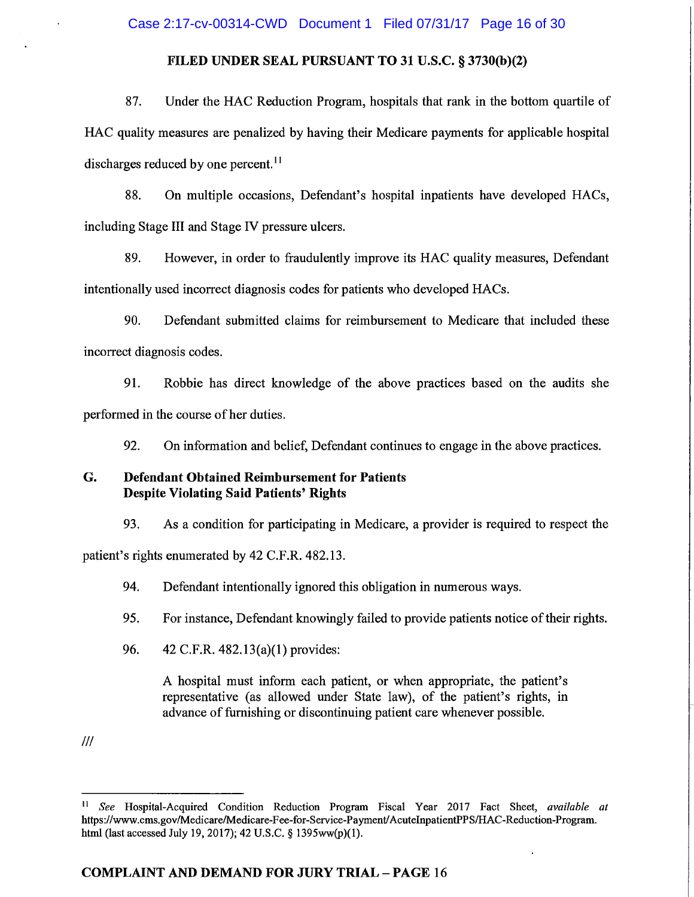**FILED UNDER SEAL PURSUANT TO 31 U.S.C. § 3730(b)(2)**

87. Under the HAC Reduction Program, hospitals that rank in the bottom quartile of HAC quality measures are penalized by having their Medicare payments for applicable hospital discharges reduced by one percent.[11]

88. On multiple occasions, Defendant's hospital inpatients have developed HACs, including Stage III and Stage IV pressure ulcers.

89. However, in order to fraudulently improve its HAC quality measures, Defendant intentionally used incorrect diagnosis codes for patients who developed HACs.

90. Defendant submitted claims for reimbursement to Medicare that included these incorrect diagnosis codes.

91. Robbie has direct knowledge of the above practices based on the audits she performed in the course of her duties.

92. On information and belief, Defendant continues to engage in the above practices.

## G. Defendant Obtained Reimbursement for Patients Despite Violating Said Patients' Rights

93. As a condition for participating in Medicare, a provider is required to respect the patient's rights enumerated by 42 C.F.R. 482.13.

94. Defendant intentionally ignored this obligation in numerous ways.

95. For instance, Defendant knowingly failed to provide patients notice of their rights.

96. 42 C.F.R. 482.13(a)(1) provides:

> A hospital must inform each patient, or when appropriate, the patient's representative (as allowed under State law), of the patient's rights, in advance of furnishing or discontinuing patient care whenever possible.

///

---

[11] *See* Hospital-Acquired Condition Reduction Program Fiscal Year 2017 Fact Sheet, *available at* https://www.cms.gov/Medicare/Medicare-Fee-for-Service-Payment/AcuteInpatientPPS/HAC-Reduction-Program.html (last accessed July 19, 2017); 42 U.S.C. § 1395ww(p)(1).

**COMPLAINT AND DEMAND FOR JURY TRIAL – PAGE 16**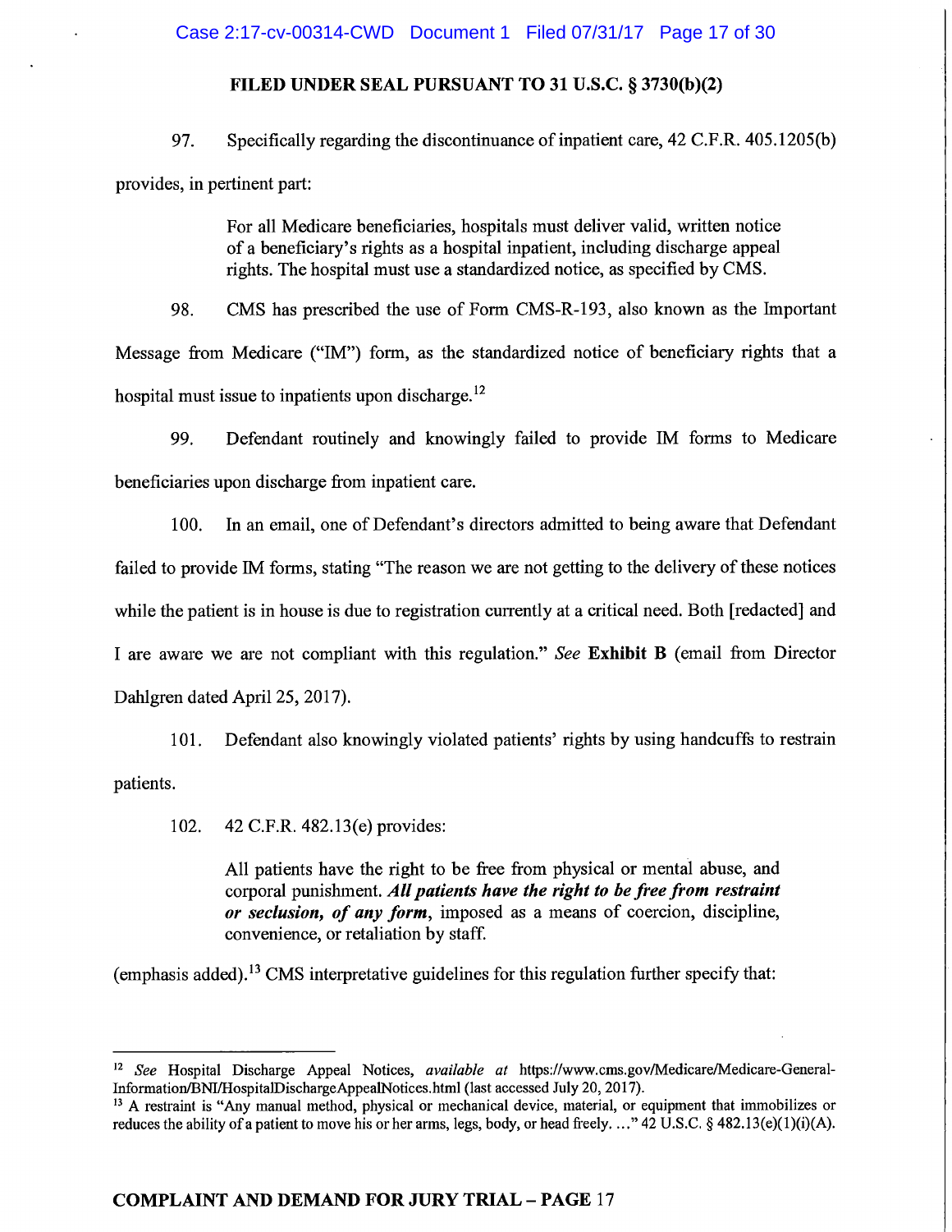**FILED UNDER SEAL PURSUANT TO 31 U.S.C. § 3730(b)(2)**

97. Specifically regarding the discontinuance of inpatient care, 42 C.F.R. 405.1205(b) provides, in pertinent part:

> For all Medicare beneficiaries, hospitals must deliver valid, written notice of a beneficiary's rights as a hospital inpatient, including discharge appeal rights. The hospital must use a standardized notice, as specified by CMS.

98. CMS has prescribed the use of Form CMS-R-193, also known as the Important Message from Medicare ("IM") form, as the standardized notice of beneficiary rights that a hospital must issue to inpatients upon discharge.[12]

99. Defendant routinely and knowingly failed to provide IM forms to Medicare beneficiaries upon discharge from inpatient care.

100. In an email, one of Defendant's directors admitted to being aware that Defendant failed to provide IM forms, stating "The reason we are not getting to the delivery of these notices while the patient is in house is due to registration currently at a critical need. Both [redacted] and I are aware we are not compliant with this regulation." *See* **Exhibit B** (email from Director Dahlgren dated April 25, 2017).

101. Defendant also knowingly violated patients' rights by using handcuffs to restrain patients.

102. 42 C.F.R. 482.13(e) provides:

> All patients have the right to be free from physical or mental abuse, and corporal punishment. ***All patients have the right to be free from restraint or seclusion, of any form***, imposed as a means of coercion, discipline, convenience, or retaliation by staff.

(emphasis added).[13] CMS interpretative guidelines for this regulation further specify that:

---

[12] *See* Hospital Discharge Appeal Notices, *available at* https://www.cms.gov/Medicare/Medicare-General-Information/BNI/HospitalDischargeAppealNotices.html (last accessed July 20, 2017).

[13] A restraint is "Any manual method, physical or mechanical device, material, or equipment that immobilizes or reduces the ability of a patient to move his or her arms, legs, body, or head freely. …" 42 U.S.C. § 482.13(e)(1)(i)(A).

**COMPLAINT AND DEMAND FOR JURY TRIAL – PAGE 17**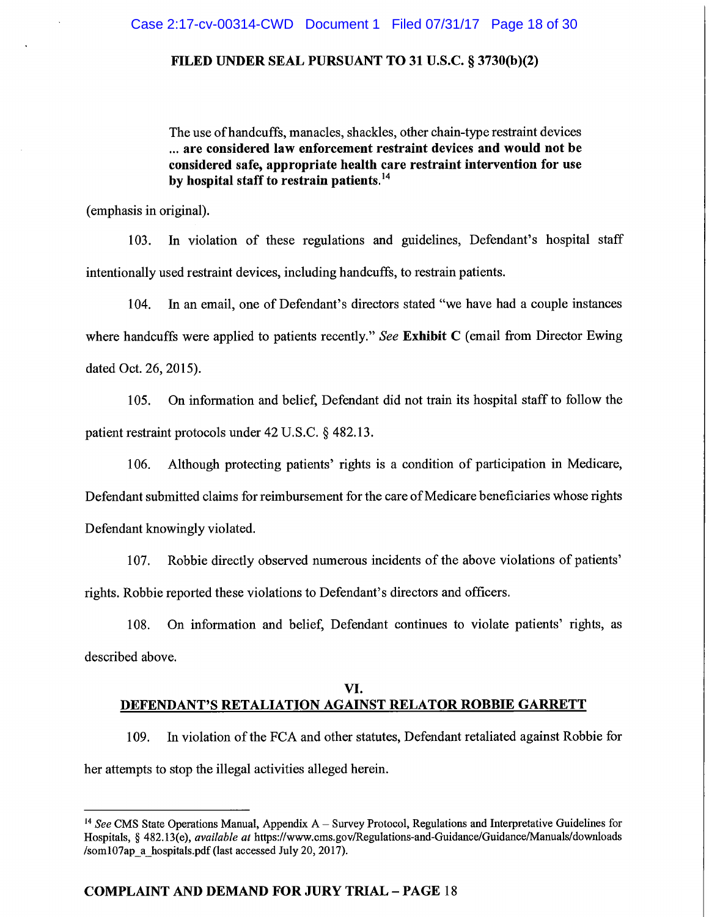**FILED UNDER SEAL PURSUANT TO 31 U.S.C. § 3730(b)(2)**

> The use of handcuffs, manacles, shackles, other chain-type restraint devices ... **are considered law enforcement restraint devices and would not be considered safe, appropriate health care restraint intervention for use by hospital staff to restrain patients.**[14]

(emphasis in original).

103. In violation of these regulations and guidelines, Defendant's hospital staff intentionally used restraint devices, including handcuffs, to restrain patients.

104. In an email, one of Defendant's directors stated "we have had a couple instances where handcuffs were applied to patients recently." *See* **Exhibit C** (email from Director Ewing dated Oct. 26, 2015).

105. On information and belief, Defendant did not train its hospital staff to follow the patient restraint protocols under 42 U.S.C. § 482.13.

106. Although protecting patients' rights is a condition of participation in Medicare, Defendant submitted claims for reimbursement for the care of Medicare beneficiaries whose rights Defendant knowingly violated.

107. Robbie directly observed numerous incidents of the above violations of patients' rights. Robbie reported these violations to Defendant's directors and officers.

108. On information and belief, Defendant continues to violate patients' rights, as described above.

## VI.
## DEFENDANT'S RETALIATION AGAINST RELATOR ROBBIE GARRETT

109. In violation of the FCA and other statutes, Defendant retaliated against Robbie for her attempts to stop the illegal activities alleged herein.

---

[14] *See* CMS State Operations Manual, Appendix A – Survey Protocol, Regulations and Interpretative Guidelines for Hospitals, § 482.13(e), *available at* https://www.cms.gov/Regulations-and-Guidance/Guidance/Manuals/downloads/som107ap_a_hospitals.pdf (last accessed July 20, 2017).

**COMPLAINT AND DEMAND FOR JURY TRIAL – PAGE 18**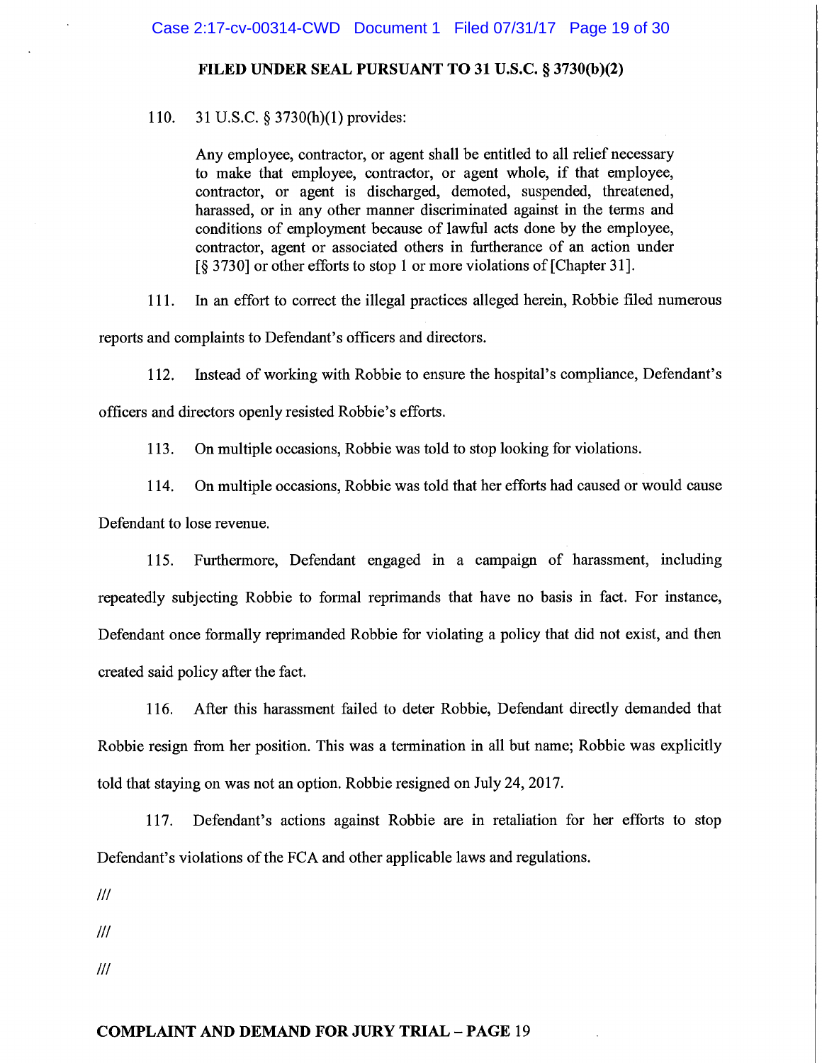**FILED UNDER SEAL PURSUANT TO 31 U.S.C. § 3730(b)(2)**

110. 31 U.S.C. § 3730(h)(1) provides:

> Any employee, contractor, or agent shall be entitled to all relief necessary to make that employee, contractor, or agent whole, if that employee, contractor, or agent is discharged, demoted, suspended, threatened, harassed, or in any other manner discriminated against in the terms and conditions of employment because of lawful acts done by the employee, contractor, agent or associated others in furtherance of an action under [§ 3730] or other efforts to stop 1 or more violations of [Chapter 31].

111. In an effort to correct the illegal practices alleged herein, Robbie filed numerous reports and complaints to Defendant's officers and directors.

112. Instead of working with Robbie to ensure the hospital's compliance, Defendant's officers and directors openly resisted Robbie's efforts.

113. On multiple occasions, Robbie was told to stop looking for violations.

114. On multiple occasions, Robbie was told that her efforts had caused or would cause Defendant to lose revenue.

115. Furthermore, Defendant engaged in a campaign of harassment, including repeatedly subjecting Robbie to formal reprimands that have no basis in fact. For instance, Defendant once formally reprimanded Robbie for violating a policy that did not exist, and then created said policy after the fact.

116. After this harassment failed to deter Robbie, Defendant directly demanded that Robbie resign from her position. This was a termination in all but name; Robbie was explicitly told that staying on was not an option. Robbie resigned on July 24, 2017.

117. Defendant's actions against Robbie are in retaliation for her efforts to stop Defendant's violations of the FCA and other applicable laws and regulations.

///

///

///

**COMPLAINT AND DEMAND FOR JURY TRIAL – PAGE 19**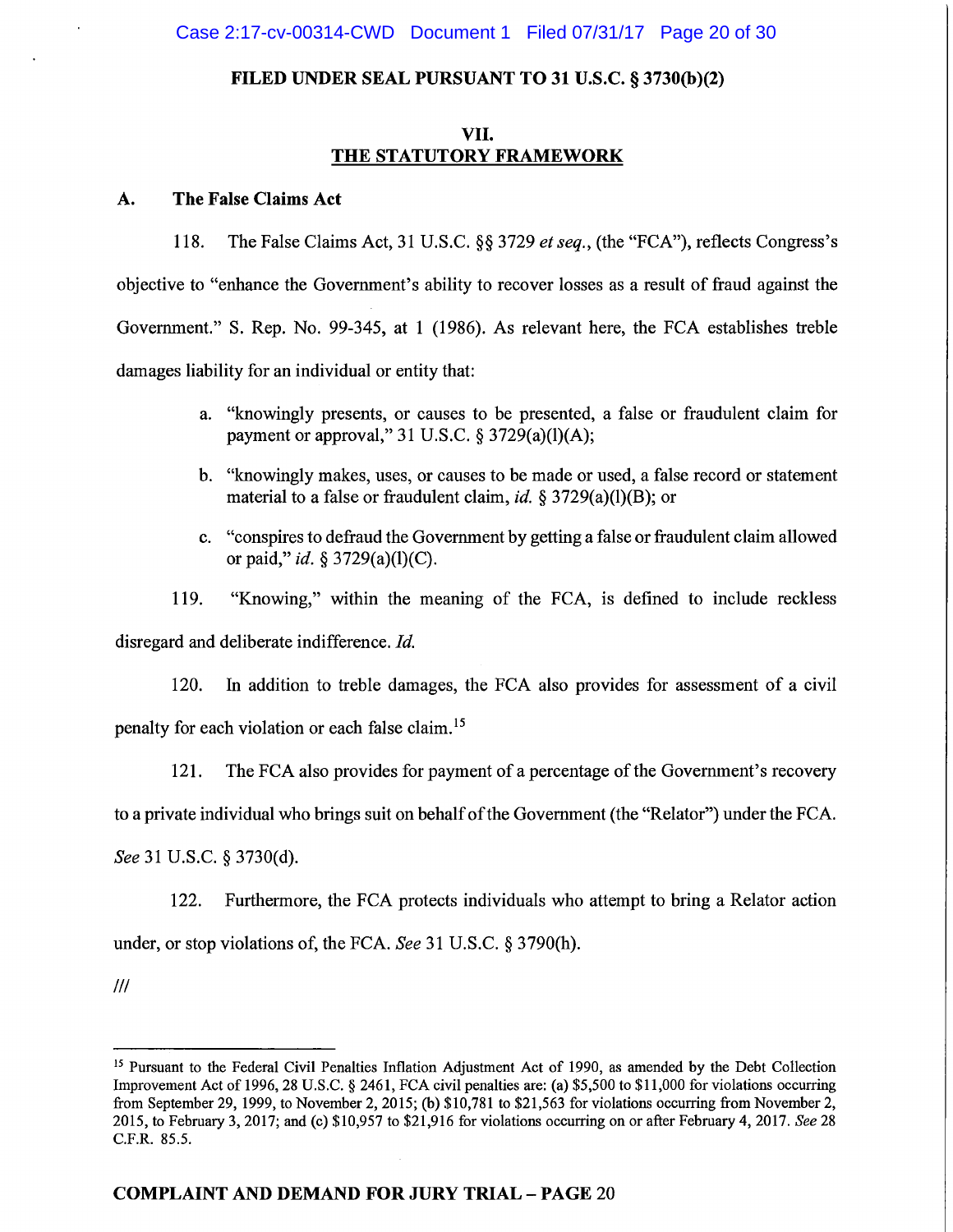**FILED UNDER SEAL PURSUANT TO 31 U.S.C. § 3730(b)(2)**

## VII.
## THE STATUTORY FRAMEWORK

### A. The False Claims Act

118. The False Claims Act, 31 U.S.C. §§ 3729 *et seq.*, (the "FCA"), reflects Congress's objective to "enhance the Government's ability to recover losses as a result of fraud against the Government." S. Rep. No. 99-345, at 1 (1986). As relevant here, the FCA establishes treble damages liability for an individual or entity that:

a. "knowingly presents, or causes to be presented, a false or fraudulent claim for payment or approval," 31 U.S.C. § 3729(a)(l)(A);

b. "knowingly makes, uses, or causes to be made or used, a false record or statement material to a false or fraudulent claim, *id.* § 3729(a)(l)(B); or

c. "conspires to defraud the Government by getting a false or fraudulent claim allowed or paid," *id.* § 3729(a)(l)(C).

119. "Knowing," within the meaning of the FCA, is defined to include reckless disregard and deliberate indifference. *Id.*

120. In addition to treble damages, the FCA also provides for assessment of a civil penalty for each violation or each false claim.[15]

121. The FCA also provides for payment of a percentage of the Government's recovery to a private individual who brings suit on behalf of the Government (the "Relator") under the FCA. *See* 31 U.S.C. § 3730(d).

122. Furthermore, the FCA protects individuals who attempt to bring a Relator action under, or stop violations of, the FCA. *See* 31 U.S.C. § 3790(h).

///

[15] Pursuant to the Federal Civil Penalties Inflation Adjustment Act of 1990, as amended by the Debt Collection Improvement Act of 1996, 28 U.S.C. § 2461, FCA civil penalties are: (a) $5,500 to $11,000 for violations occurring from September 29, 1999, to November 2, 2015; (b) $10,781 to $21,563 for violations occurring from November 2, 2015, to February 3, 2017; and (c) $10,957 to $21,916 for violations occurring on or after February 4, 2017. *See* 28 C.F.R. 85.5.

**COMPLAINT AND DEMAND FOR JURY TRIAL – PAGE 20**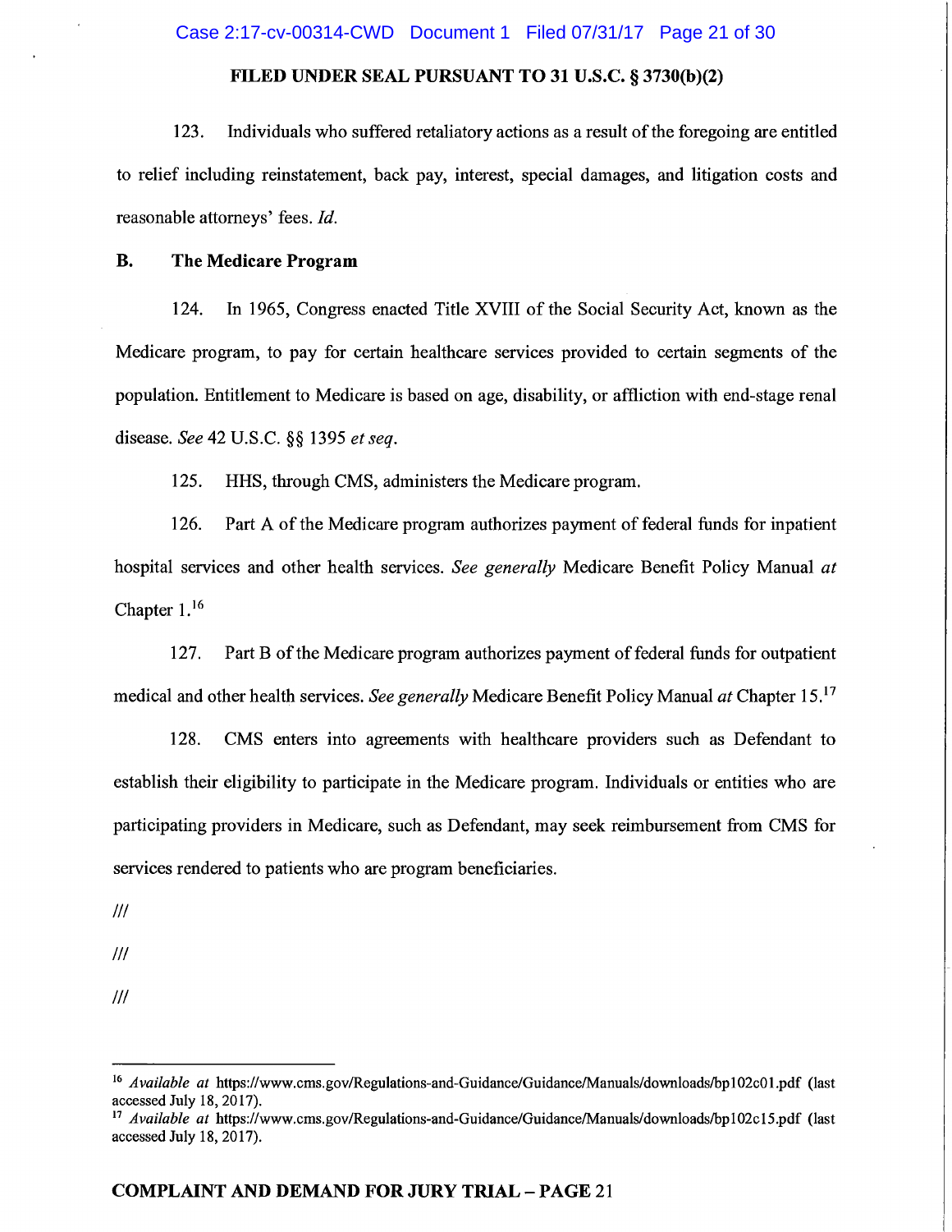**FILED UNDER SEAL PURSUANT TO 31 U.S.C. § 3730(b)(2)**

123. Individuals who suffered retaliatory actions as a result of the foregoing are entitled to relief including reinstatement, back pay, interest, special damages, and litigation costs and reasonable attorneys' fees. *Id.*

## B. The Medicare Program

124. In 1965, Congress enacted Title XVIII of the Social Security Act, known as the Medicare program, to pay for certain healthcare services provided to certain segments of the population. Entitlement to Medicare is based on age, disability, or affliction with end-stage renal disease. *See* 42 U.S.C. §§ 1395 *et seq.*

125. HHS, through CMS, administers the Medicare program.

126. Part A of the Medicare program authorizes payment of federal funds for inpatient hospital services and other health services. *See generally* Medicare Benefit Policy Manual *at* Chapter 1.[16]

127. Part B of the Medicare program authorizes payment of federal funds for outpatient medical and other health services. *See generally* Medicare Benefit Policy Manual *at* Chapter 15.[17]

128. CMS enters into agreements with healthcare providers such as Defendant to establish their eligibility to participate in the Medicare program. Individuals or entities who are participating providers in Medicare, such as Defendant, may seek reimbursement from CMS for services rendered to patients who are program beneficiaries.

///

///

///

[16] *Available at* https://www.cms.gov/Regulations-and-Guidance/Guidance/Manuals/downloads/bp102c01.pdf (last accessed July 18, 2017).

[17] *Available at* https://www.cms.gov/Regulations-and-Guidance/Guidance/Manuals/downloads/bp102c15.pdf (last accessed July 18, 2017).

**COMPLAINT AND DEMAND FOR JURY TRIAL – PAGE 21**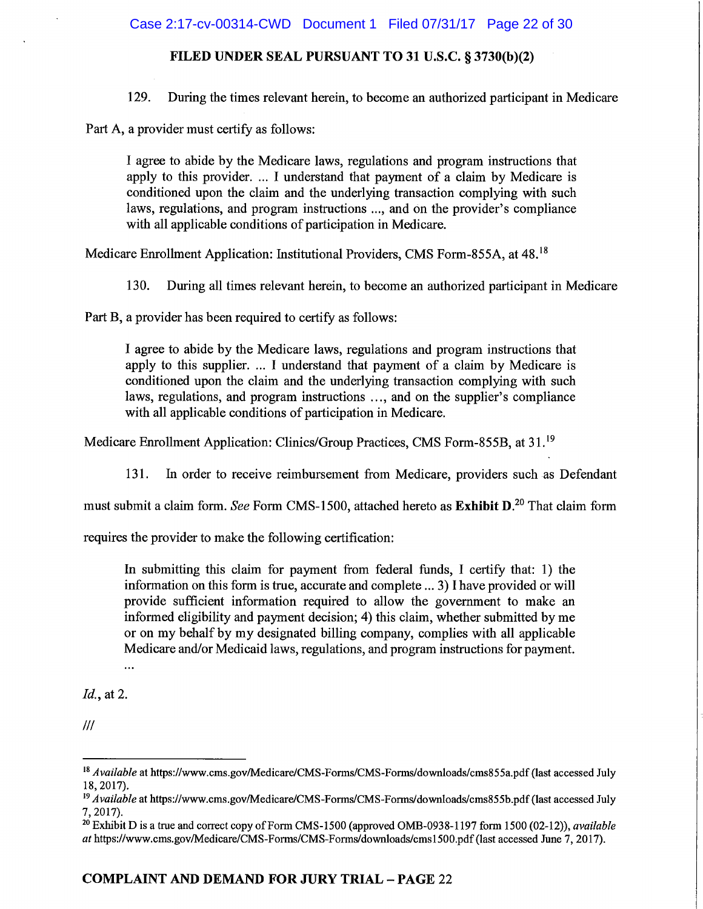**FILED UNDER SEAL PURSUANT TO 31 U.S.C. § 3730(b)(2)**

129. During the times relevant herein, to become an authorized participant in Medicare Part A, a provider must certify as follows:

> I agree to abide by the Medicare laws, regulations and program instructions that apply to this provider. ... I understand that payment of a claim by Medicare is conditioned upon the claim and the underlying transaction complying with such laws, regulations, and program instructions ..., and on the provider's compliance with all applicable conditions of participation in Medicare.

Medicare Enrollment Application: Institutional Providers, CMS Form-855A, at 48.[18]

130. During all times relevant herein, to become an authorized participant in Medicare Part B, a provider has been required to certify as follows:

> I agree to abide by the Medicare laws, regulations and program instructions that apply to this supplier. ... I understand that payment of a claim by Medicare is conditioned upon the claim and the underlying transaction complying with such laws, regulations, and program instructions ..., and on the supplier's compliance with all applicable conditions of participation in Medicare.

Medicare Enrollment Application: Clinics/Group Practices, CMS Form-855B, at 31.[19]

131. In order to receive reimbursement from Medicare, providers such as Defendant must submit a claim form. *See* Form CMS-1500, attached hereto as **Exhibit D**.[20] That claim form requires the provider to make the following certification:

> In submitting this claim for payment from federal funds, I certify that: 1) the information on this form is true, accurate and complete ... 3) I have provided or will provide sufficient information required to allow the government to make an informed eligibility and payment decision; 4) this claim, whether submitted by me or on my behalf by my designated billing company, complies with all applicable Medicare and/or Medicaid laws, regulations, and program instructions for payment.
> ...

*Id.*, at 2.

///

---

[18] *Available* at https://www.cms.gov/Medicare/CMS-Forms/CMS-Forms/downloads/cms855a.pdf (last accessed July 18, 2017).

[19] *Available* at https://www.cms.gov/Medicare/CMS-Forms/CMS-Forms/downloads/cms855b.pdf (last accessed July 7, 2017).

[20] Exhibit D is a true and correct copy of Form CMS-1500 (approved OMB-0938-1197 form 1500 (02-12)), *available at* https://www.cms.gov/Medicare/CMS-Forms/CMS-Forms/downloads/cms1500.pdf (last accessed June 7, 2017).

**COMPLAINT AND DEMAND FOR JURY TRIAL – PAGE 22**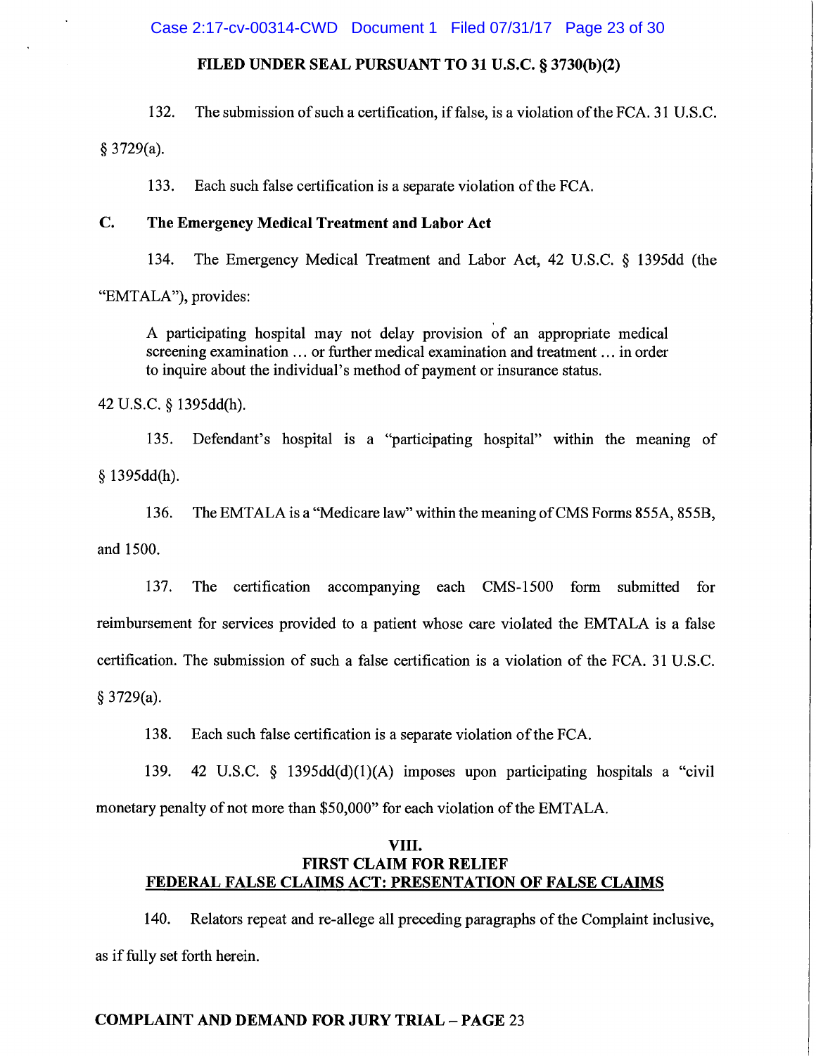**FILED UNDER SEAL PURSUANT TO 31 U.S.C. § 3730(b)(2)**

132. The submission of such a certification, if false, is a violation of the FCA. 31 U.S.C. § 3729(a).

133. Each such false certification is a separate violation of the FCA.

### C. The Emergency Medical Treatment and Labor Act

134. The Emergency Medical Treatment and Labor Act, 42 U.S.C. § 1395dd (the "EMTALA"), provides:

> A participating hospital may not delay provision of an appropriate medical screening examination … or further medical examination and treatment … in order to inquire about the individual's method of payment or insurance status.

42 U.S.C. § 1395dd(h).

135. Defendant's hospital is a "participating hospital" within the meaning of § 1395dd(h).

136. The EMTALA is a "Medicare law" within the meaning of CMS Forms 855A, 855B, and 1500.

137. The certification accompanying each CMS-1500 form submitted for reimbursement for services provided to a patient whose care violated the EMTALA is a false certification. The submission of such a false certification is a violation of the FCA. 31 U.S.C. § 3729(a).

138. Each such false certification is a separate violation of the FCA.

139. 42 U.S.C. § 1395dd(d)(1)(A) imposes upon participating hospitals a "civil monetary penalty of not more than $50,000" for each violation of the EMTALA.

## VIII.
## FIRST CLAIM FOR RELIEF
## FEDERAL FALSE CLAIMS ACT: PRESENTATION OF FALSE CLAIMS

140. Relators repeat and re-allege all preceding paragraphs of the Complaint inclusive, as if fully set forth herein.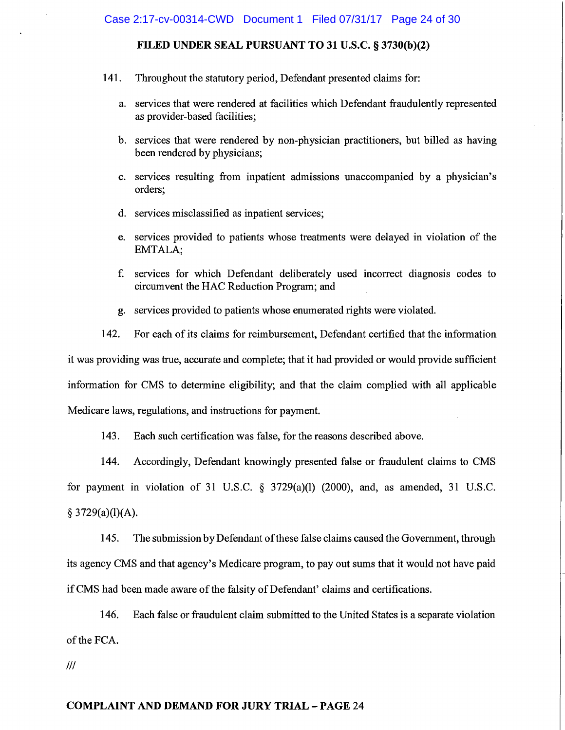**FILED UNDER SEAL PURSUANT TO 31 U.S.C. § 3730(b)(2)**

141. Throughout the statutory period, Defendant presented claims for:

a. services that were rendered at facilities which Defendant fraudulently represented as provider-based facilities;

b. services that were rendered by non-physician practitioners, but billed as having been rendered by physicians;

c. services resulting from inpatient admissions unaccompanied by a physician's orders;

d. services misclassified as inpatient services;

e. services provided to patients whose treatments were delayed in violation of the EMTALA;

f. services for which Defendant deliberately used incorrect diagnosis codes to circumvent the HAC Reduction Program; and

g. services provided to patients whose enumerated rights were violated.

142. For each of its claims for reimbursement, Defendant certified that the information it was providing was true, accurate and complete; that it had provided or would provide sufficient information for CMS to determine eligibility; and that the claim complied with all applicable Medicare laws, regulations, and instructions for payment.

143. Each such certification was false, for the reasons described above.

144. Accordingly, Defendant knowingly presented false or fraudulent claims to CMS for payment in violation of 31 U.S.C. § 3729(a)(l) (2000), and, as amended, 31 U.S.C. § 3729(a)(l)(A).

145. The submission by Defendant of these false claims caused the Government, through its agency CMS and that agency's Medicare program, to pay out sums that it would not have paid if CMS had been made aware of the falsity of Defendant' claims and certifications.

146. Each false or fraudulent claim submitted to the United States is a separate violation of the FCA.

///

**COMPLAINT AND DEMAND FOR JURY TRIAL – PAGE 24**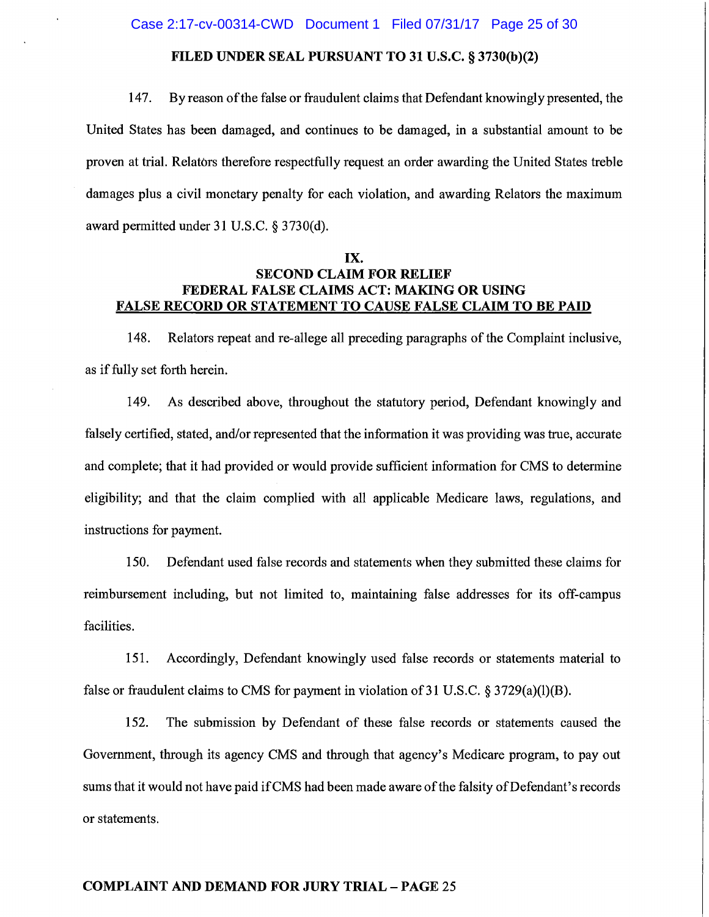**FILED UNDER SEAL PURSUANT TO 31 U.S.C. § 3730(b)(2)**

147. By reason of the false or fraudulent claims that Defendant knowingly presented, the United States has been damaged, and continues to be damaged, in a substantial amount to be proven at trial. Relators therefore respectfully request an order awarding the United States treble damages plus a civil monetary penalty for each violation, and awarding Relators the maximum award permitted under 31 U.S.C. § 3730(d).

## IX.
## SECOND CLAIM FOR RELIEF
## FEDERAL FALSE CLAIMS ACT: MAKING OR USING FALSE RECORD OR STATEMENT TO CAUSE FALSE CLAIM TO BE PAID

148. Relators repeat and re-allege all preceding paragraphs of the Complaint inclusive, as if fully set forth herein.

149. As described above, throughout the statutory period, Defendant knowingly and falsely certified, stated, and/or represented that the information it was providing was true, accurate and complete; that it had provided or would provide sufficient information for CMS to determine eligibility; and that the claim complied with all applicable Medicare laws, regulations, and instructions for payment.

150. Defendant used false records and statements when they submitted these claims for reimbursement including, but not limited to, maintaining false addresses for its off-campus facilities.

151. Accordingly, Defendant knowingly used false records or statements material to false or fraudulent claims to CMS for payment in violation of 31 U.S.C. § 3729(a)(1)(B).

152. The submission by Defendant of these false records or statements caused the Government, through its agency CMS and through that agency's Medicare program, to pay out sums that it would not have paid if CMS had been made aware of the falsity of Defendant's records or statements.

**COMPLAINT AND DEMAND FOR JURY TRIAL – PAGE 25**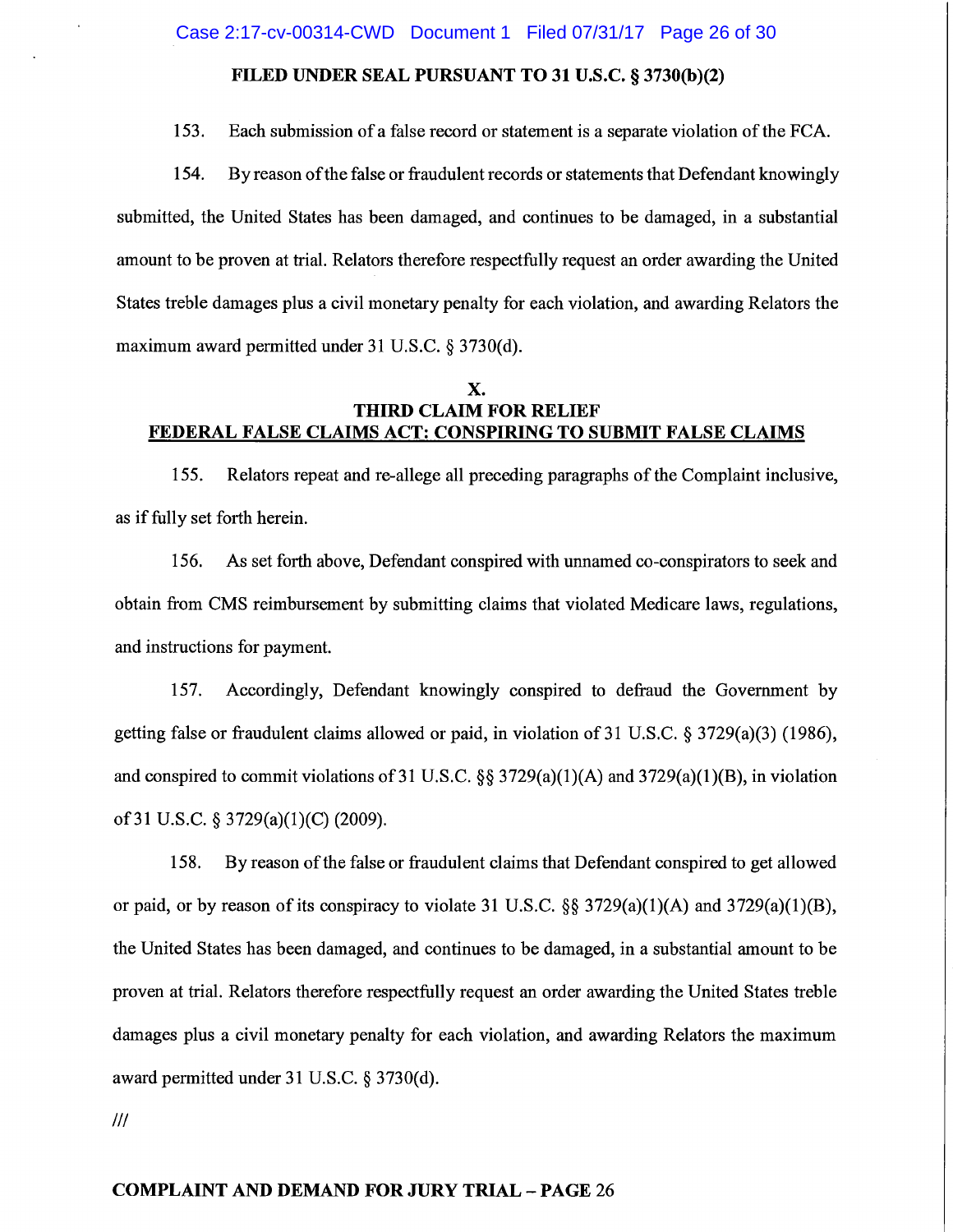**FILED UNDER SEAL PURSUANT TO 31 U.S.C. § 3730(b)(2)**

153. Each submission of a false record or statement is a separate violation of the FCA.

154. By reason of the false or fraudulent records or statements that Defendant knowingly submitted, the United States has been damaged, and continues to be damaged, in a substantial amount to be proven at trial. Relators therefore respectfully request an order awarding the United States treble damages plus a civil monetary penalty for each violation, and awarding Relators the maximum award permitted under 31 U.S.C. § 3730(d).

## X.
## THIRD CLAIM FOR RELIEF
## FEDERAL FALSE CLAIMS ACT: CONSPIRING TO SUBMIT FALSE CLAIMS

155. Relators repeat and re-allege all preceding paragraphs of the Complaint inclusive, as if fully set forth herein.

156. As set forth above, Defendant conspired with unnamed co-conspirators to seek and obtain from CMS reimbursement by submitting claims that violated Medicare laws, regulations, and instructions for payment.

157. Accordingly, Defendant knowingly conspired to defraud the Government by getting false or fraudulent claims allowed or paid, in violation of 31 U.S.C. § 3729(a)(3) (1986), and conspired to commit violations of 31 U.S.C. §§ 3729(a)(1)(A) and 3729(a)(1)(B), in violation of 31 U.S.C. § 3729(a)(1)(C) (2009).

158. By reason of the false or fraudulent claims that Defendant conspired to get allowed or paid, or by reason of its conspiracy to violate 31 U.S.C. §§ 3729(a)(1)(A) and 3729(a)(1)(B), the United States has been damaged, and continues to be damaged, in a substantial amount to be proven at trial. Relators therefore respectfully request an order awarding the United States treble damages plus a civil monetary penalty for each violation, and awarding Relators the maximum award permitted under 31 U.S.C. § 3730(d).

///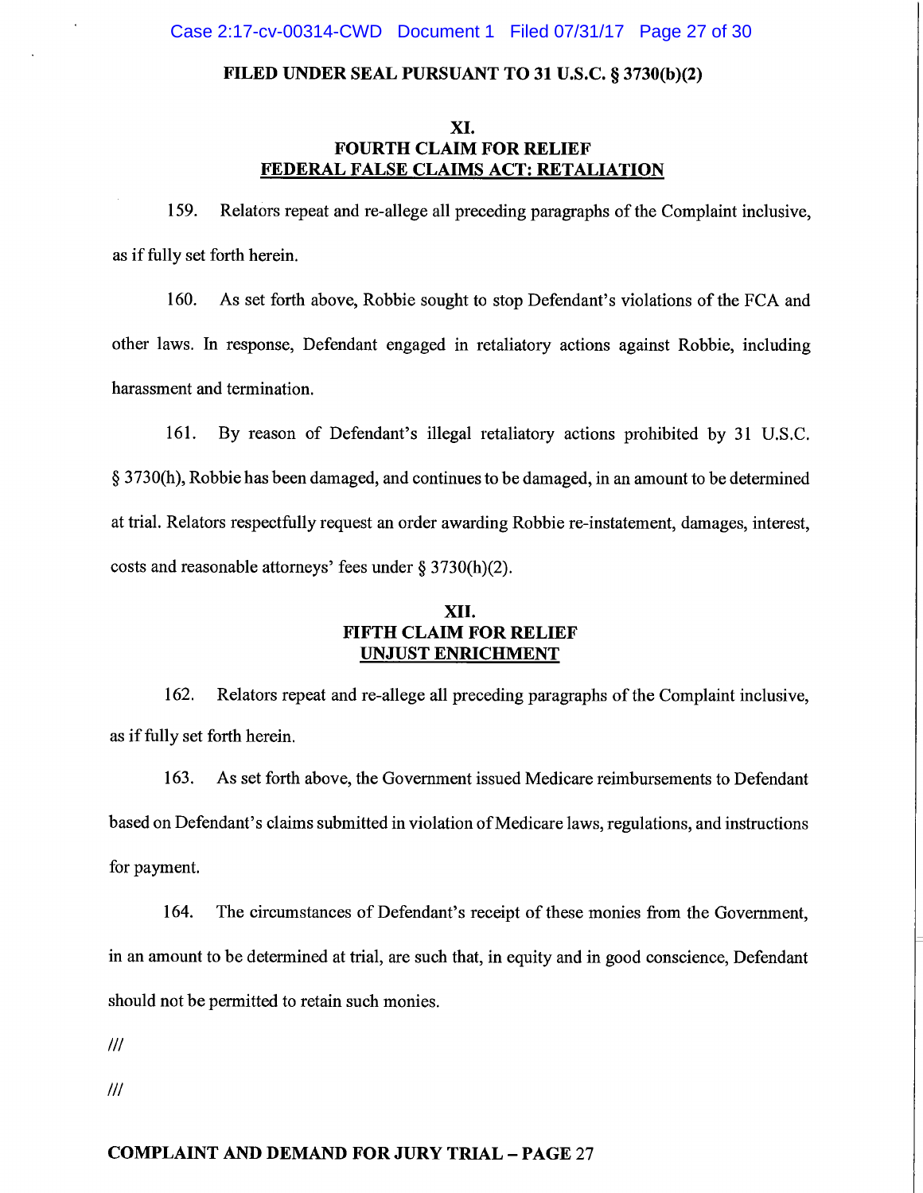**FILED UNDER SEAL PURSUANT TO 31 U.S.C. § 3730(b)(2)**

## XI.
## FOURTH CLAIM FOR RELIEF
## FEDERAL FALSE CLAIMS ACT: RETALIATION

159. Relators repeat and re-allege all preceding paragraphs of the Complaint inclusive, as if fully set forth herein.

160. As set forth above, Robbie sought to stop Defendant's violations of the FCA and other laws. In response, Defendant engaged in retaliatory actions against Robbie, including harassment and termination.

161. By reason of Defendant's illegal retaliatory actions prohibited by 31 U.S.C. § 3730(h), Robbie has been damaged, and continues to be damaged, in an amount to be determined at trial. Relators respectfully request an order awarding Robbie re-instatement, damages, interest, costs and reasonable attorneys' fees under § 3730(h)(2).

## XII.
## FIFTH CLAIM FOR RELIEF
## UNJUST ENRICHMENT

162. Relators repeat and re-allege all preceding paragraphs of the Complaint inclusive, as if fully set forth herein.

163. As set forth above, the Government issued Medicare reimbursements to Defendant based on Defendant's claims submitted in violation of Medicare laws, regulations, and instructions for payment.

164. The circumstances of Defendant's receipt of these monies from the Government, in an amount to be determined at trial, are such that, in equity and in good conscience, Defendant should not be permitted to retain such monies.

///

///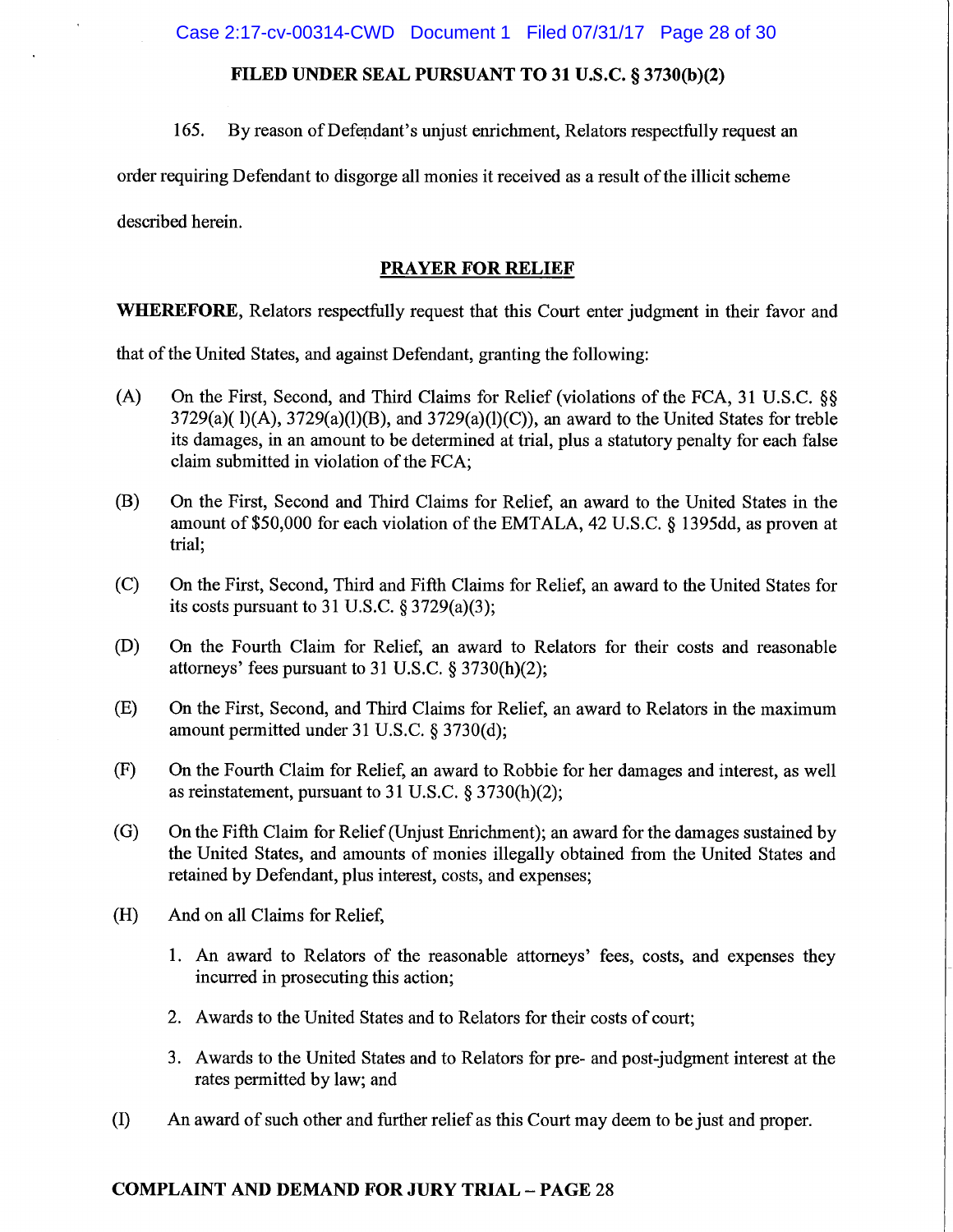**FILED UNDER SEAL PURSUANT TO 31 U.S.C. § 3730(b)(2)**

165. By reason of Defendant's unjust enrichment, Relators respectfully request an order requiring Defendant to disgorge all monies it received as a result of the illicit scheme described herein.

## PRAYER FOR RELIEF

**WHEREFORE,** Relators respectfully request that this Court enter judgment in their favor and that of the United States, and against Defendant, granting the following:

(A) On the First, Second, and Third Claims for Relief (violations of the FCA, 31 U.S.C. §§ 3729(a)( l)(A), 3729(a)(l)(B), and 3729(a)(l)(C)), an award to the United States for treble its damages, in an amount to be determined at trial, plus a statutory penalty for each false claim submitted in violation of the FCA;

(B) On the First, Second and Third Claims for Relief, an award to the United States in the amount of $50,000 for each violation of the EMTALA, 42 U.S.C. § 1395dd, as proven at trial;

(C) On the First, Second, Third and Fifth Claims for Relief, an award to the United States for its costs pursuant to 31 U.S.C. § 3729(a)(3);

(D) On the Fourth Claim for Relief, an award to Relators for their costs and reasonable attorneys' fees pursuant to 31 U.S.C. § 3730(h)(2);

(E) On the First, Second, and Third Claims for Relief, an award to Relators in the maximum amount permitted under 31 U.S.C. § 3730(d);

(F) On the Fourth Claim for Relief, an award to Robbie for her damages and interest, as well as reinstatement, pursuant to 31 U.S.C. § 3730(h)(2);

(G) On the Fifth Claim for Relief (Unjust Enrichment); an award for the damages sustained by the United States, and amounts of monies illegally obtained from the United States and retained by Defendant, plus interest, costs, and expenses;

(H) And on all Claims for Relief,

1. An award to Relators of the reasonable attorneys' fees, costs, and expenses they incurred in prosecuting this action;
2. Awards to the United States and to Relators for their costs of court;
3. Awards to the United States and to Relators for pre- and post-judgment interest at the rates permitted by law; and

(I) An award of such other and further relief as this Court may deem to be just and proper.

**COMPLAINT AND DEMAND FOR JURY TRIAL – PAGE 28**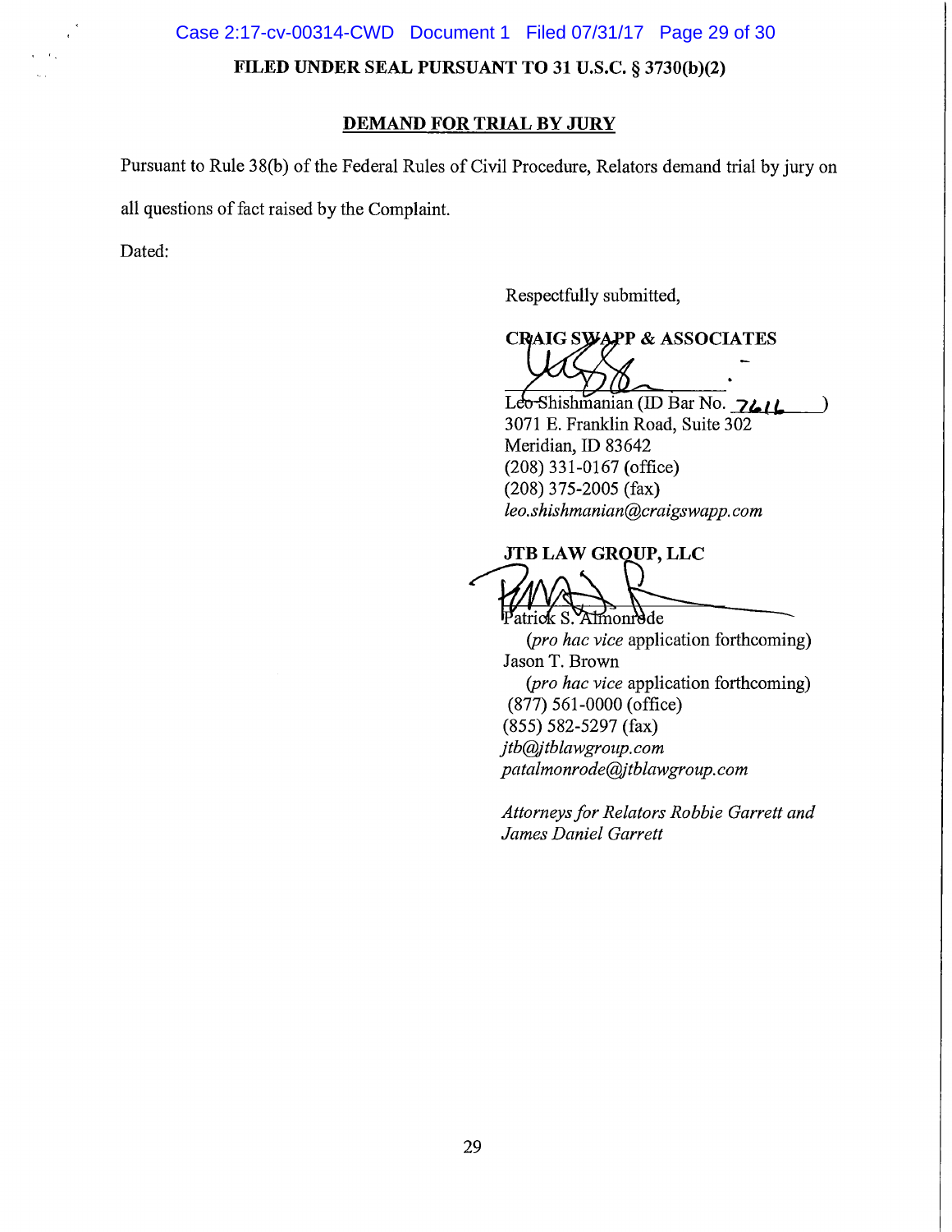FILED UNDER SEAL PURSUANT TO 31 U.S.C. § 3730(b)(2)

## DEMAND FOR TRIAL BY JURY

Pursuant to Rule 38(b) of the Federal Rules of Civil Procedure, Relators demand trial by jury on all questions of fact raised by the Complaint.

Dated:

Respectfully submitted,

**CRAIG SWAPP & ASSOCIATES**

Leo Shishmanian (ID Bar No. 7616)
3071 E. Franklin Road, Suite 302
Meridian, ID 83642
(208) 331-0167 (office)
(208) 375-2005 (fax)
*leo.shishmanian@craigswapp.com*

**JTB LAW GROUP, LLC**

Patrick S. Almonrode
(*pro hac vice* application forthcoming)
Jason T. Brown
(*pro hac vice* application forthcoming)
(877) 561-0000 (office)
(855) 582-5297 (fax)
*jtb@jtblawgroup.com*
*patalmonrode@jtblawgroup.com*

*Attorneys for Relators Robbie Garrett and James Daniel Garrett*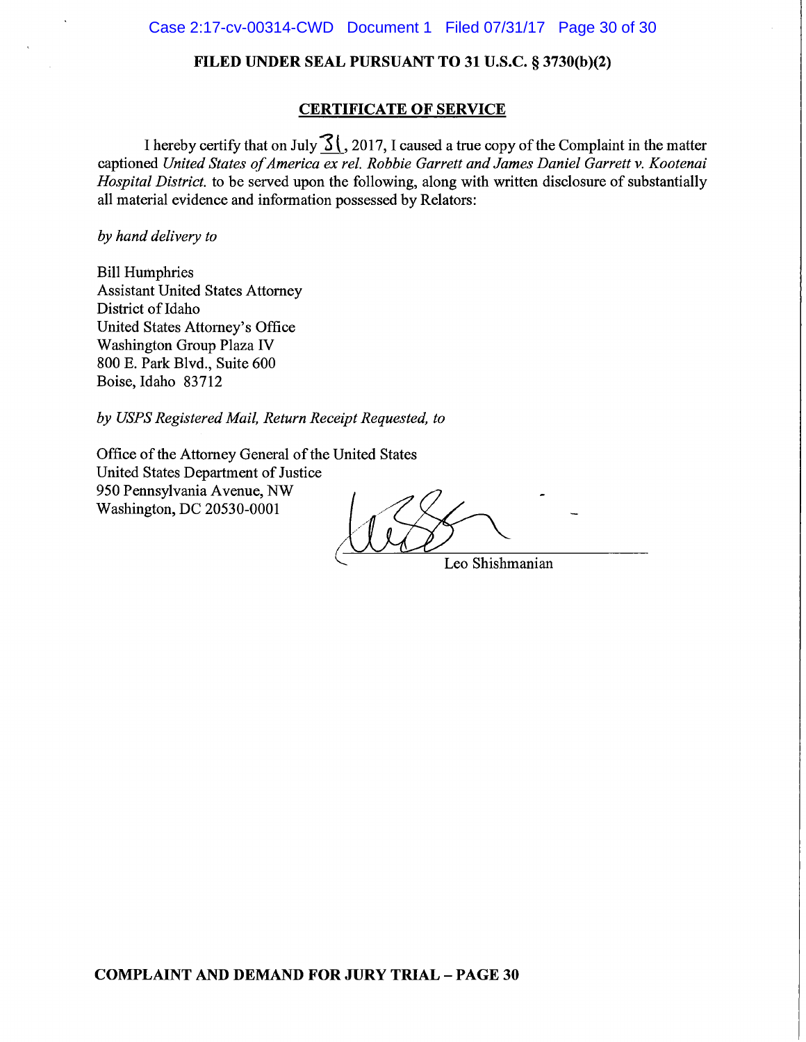**FILED UNDER SEAL PURSUANT TO 31 U.S.C. § 3730(b)(2)**

## CERTIFICATE OF SERVICE

I hereby certify that on July 31, 2017, I caused a true copy of the Complaint in the matter captioned *United States of America ex rel. Robbie Garrett and James Daniel Garrett v. Kootenai Hospital District.* to be served upon the following, along with written disclosure of substantially all material evidence and information possessed by Relators:

*by hand delivery to*

Bill Humphries
Assistant United States Attorney
District of Idaho
United States Attorney's Office
Washington Group Plaza IV
800 E. Park Blvd., Suite 600
Boise, Idaho 83712

*by USPS Registered Mail, Return Receipt Requested, to*

Office of the Attorney General of the United States
United States Department of Justice
950 Pennsylvania Avenue, NW
Washington, DC 20530-0001

Leo Shishmanian

**COMPLAINT AND DEMAND FOR JURY TRIAL – PAGE 30**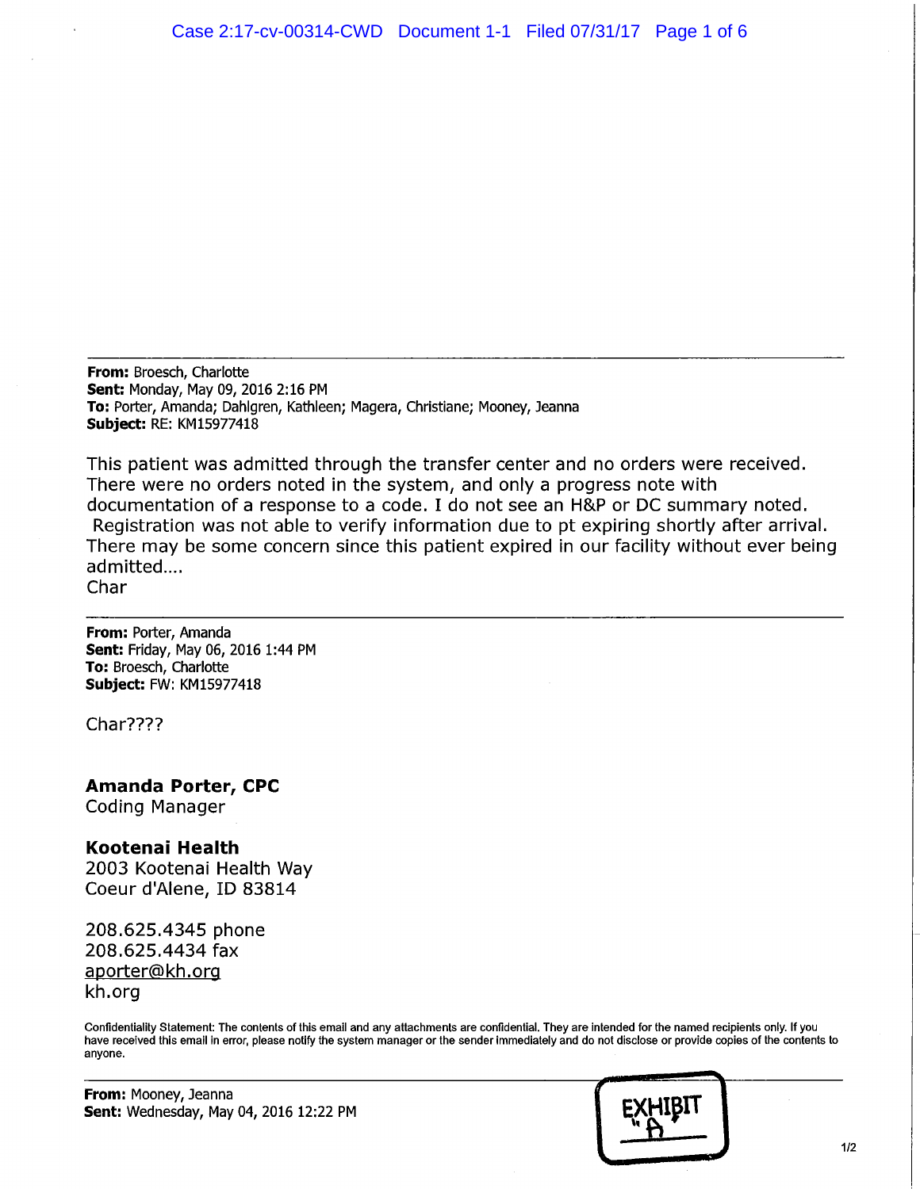---

**From:** Broesch, Charlotte
**Sent:** Monday, May 09, 2016 2:16 PM
**To:** Porter, Amanda; Dahlgren, Kathleen; Magera, Christiane; Mooney, Jeanna
**Subject:** RE: KM15977418

This patient was admitted through the transfer center and no orders were received. There were no orders noted in the system, and only a progress note with documentation of a response to a code. I do not see an H&P or DC summary noted. Registration was not able to verify information due to pt expiring shortly after arrival. There may be some concern since this patient expired in our facility without ever being admitted....
Char

---

**From:** Porter, Amanda
**Sent:** Friday, May 06, 2016 1:44 PM
**To:** Broesch, Charlotte
**Subject:** FW: KM15977418

Char????

**Amanda Porter, CPC**
Coding Manager

**Kootenai Health**
2003 Kootenai Health Way
Coeur d'Alene, ID 83814

208.625.4345 phone
208.625.4434 fax
aporter@kh.org
kh.org

Confidentiality Statement: The contents of this email and any attachments are confidential. They are intended for the named recipients only. If you have received this email in error, please notify the system manager or the sender immediately and do not disclose or provide copies of the contents to anyone.

---

**From:** Mooney, Jeanna
**Sent:** Wednesday, May 04, 2016 12:22 PM

EXHIBIT "A"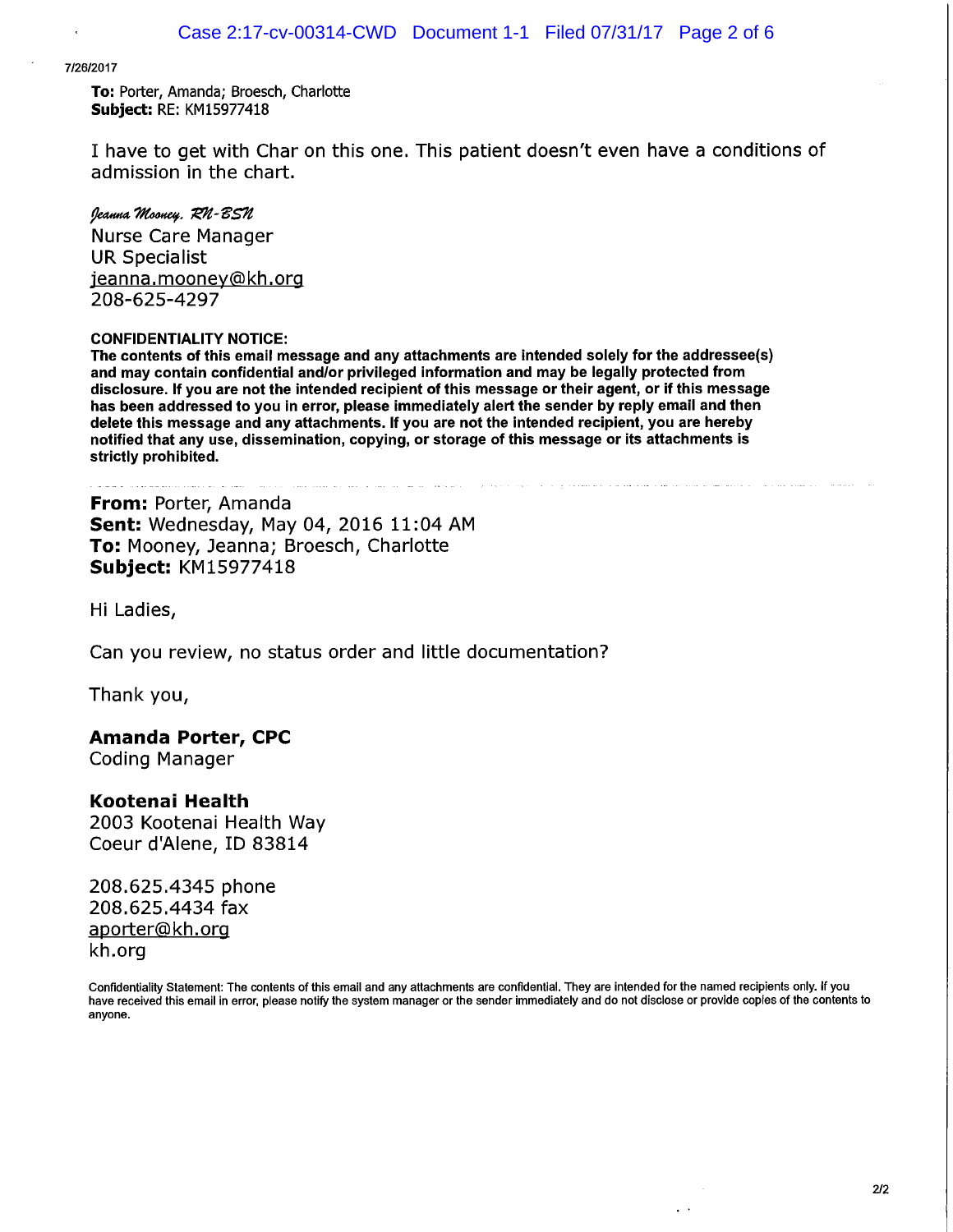7/26/2017

**To:** Porter, Amanda; Broesch, Charlotte
**Subject:** RE: KM15977418

I have to get with Char on this one. This patient doesn't even have a conditions of admission in the chart.

*Jeanna Mooney, RN-BSN*
Nurse Care Manager
UR Specialist
jeanna.mooney@kh.org
208-625-4297

**CONFIDENTIALITY NOTICE:**
**The contents of this email message and any attachments are intended solely for the addressee(s) and may contain confidential and/or privileged information and may be legally protected from disclosure. If you are not the intended recipient of this message or their agent, or if this message has been addressed to you in error, please immediately alert the sender by reply email and then delete this message and any attachments. If you are not the intended recipient, you are hereby notified that any use, dissemination, copying, or storage of this message or its attachments is strictly prohibited.**

---

**From:** Porter, Amanda
**Sent:** Wednesday, May 04, 2016 11:04 AM
**To:** Mooney, Jeanna; Broesch, Charlotte
**Subject:** KM15977418

Hi Ladies,

Can you review, no status order and little documentation?

Thank you,

**Amanda Porter, CPC**
Coding Manager

**Kootenai Health**
2003 Kootenai Health Way
Coeur d'Alene, ID 83814

208.625.4345 phone
208.625.4434 fax
aporter@kh.org
kh.org

Confidentiality Statement: The contents of this email and any attachments are confidential. They are intended for the named recipients only. If you have received this email in error, please notify the system manager or the sender immediately and do not disclose or provide copies of the contents to anyone.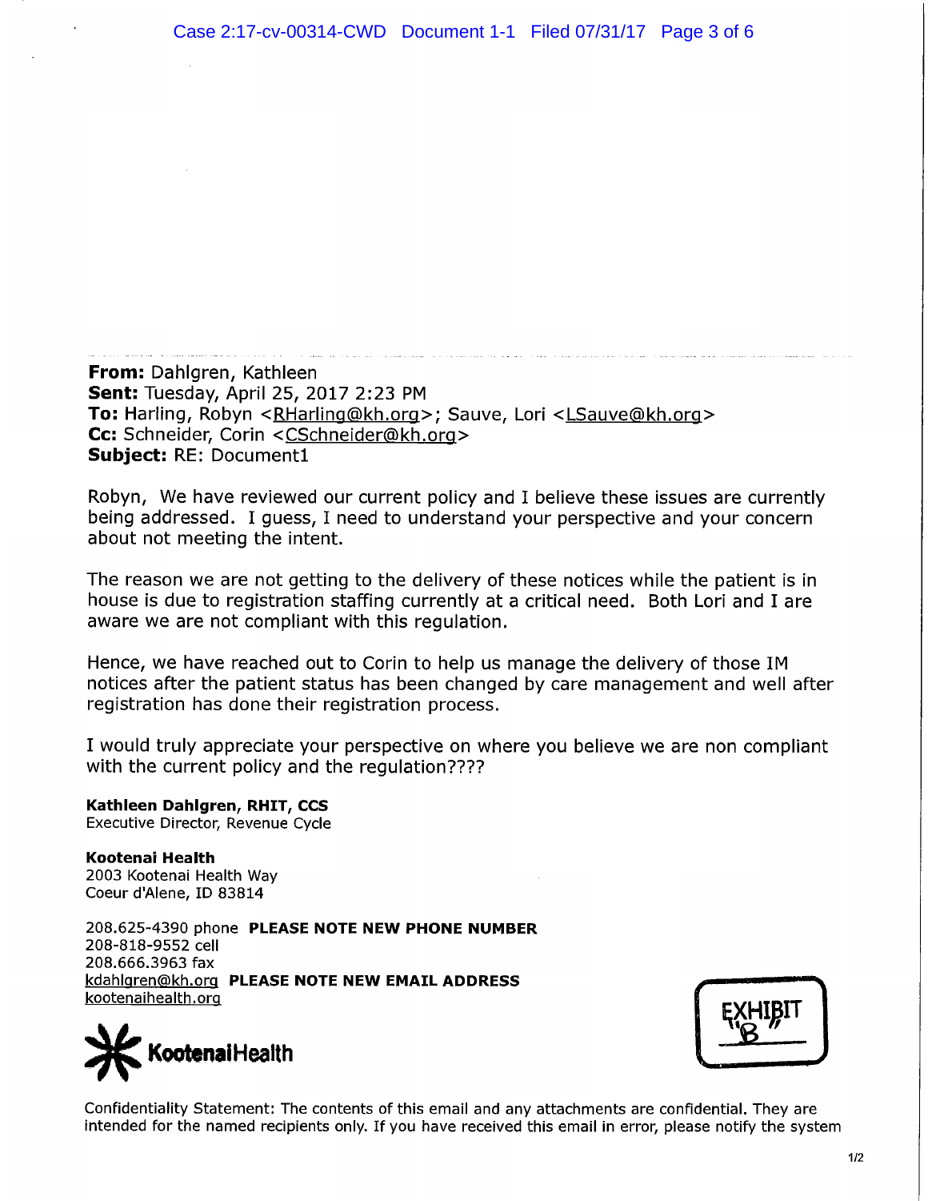**From:** Dahlgren, Kathleen
**Sent:** Tuesday, April 25, 2017 2:23 PM
**To:** Harling, Robyn <RHarling@kh.org>; Sauve, Lori <LSauve@kh.org>
**Cc:** Schneider, Corin <CSchneider@kh.org>
**Subject:** RE: Document1

Robyn, We have reviewed our current policy and I believe these issues are currently being addressed. I guess, I need to understand your perspective and your concern about not meeting the intent.

The reason we are not getting to the delivery of these notices while the patient is in house is due to registration staffing currently at a critical need. Both Lori and I are aware we are not compliant with this regulation.

Hence, we have reached out to Corin to help us manage the delivery of those IM notices after the patient status has been changed by care management and well after registration has done their registration process.

I would truly appreciate your perspective on where you believe we are non compliant with the current policy and the regulation????

**Kathleen Dahlgren, RHIT, CCS**
Executive Director, Revenue Cycle

**Kootenai Health**
2003 Kootenai Health Way
Coeur d'Alene, ID 83814

208.625-4390 phone **PLEASE NOTE NEW PHONE NUMBER**
208-818-9552 cell
208.666.3963 fax
kdahlgren@kh.org **PLEASE NOTE NEW EMAIL ADDRESS**
kootenaihealth.org

KootenaiHealth

EXHIBIT "B"

Confidentiality Statement: The contents of this email and any attachments are confidential. They are intended for the named recipients only. If you have received this email in error, please notify the system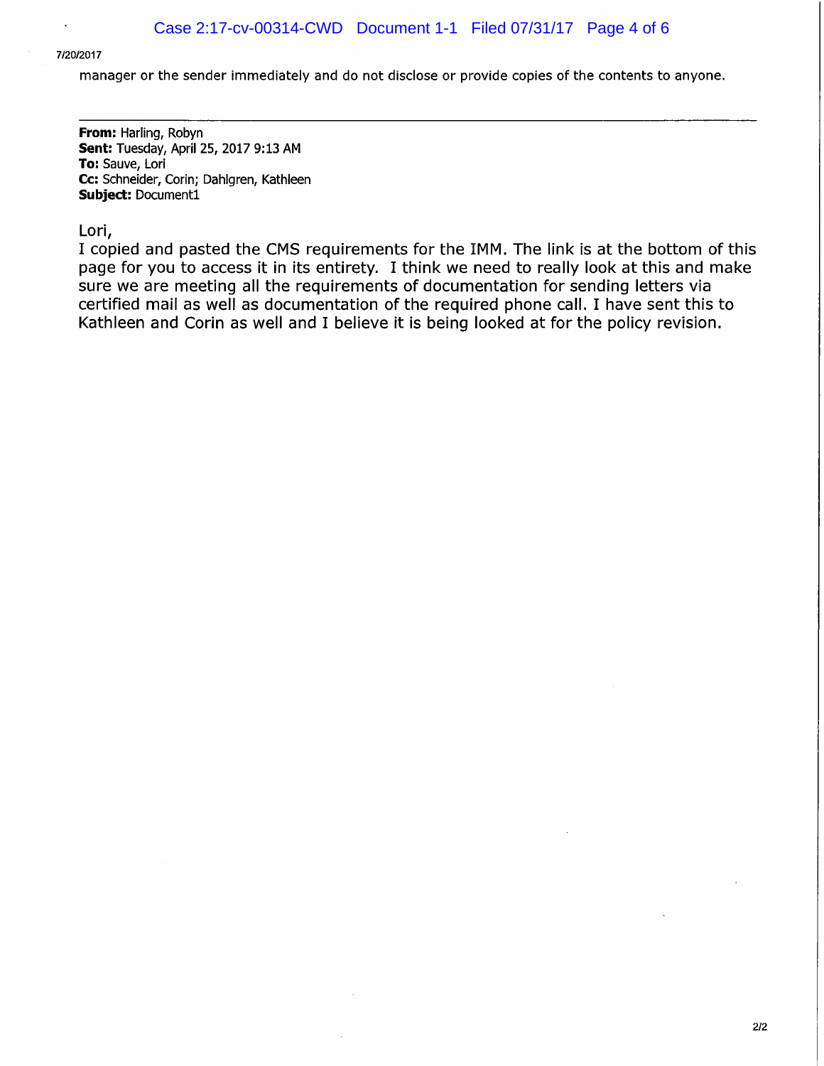manager or the sender immediately and do not disclose or provide copies of the contents to anyone.

---

**From:** Harling, Robyn
**Sent:** Tuesday, April 25, 2017 9:13 AM
**To:** Sauve, Lori
**Cc:** Schneider, Corin; Dahlgren, Kathleen
**Subject:** Document1

Lori,
I copied and pasted the CMS requirements for the IMM. The link is at the bottom of this page for you to access it in its entirety. I think we need to really look at this and make sure we are meeting all the requirements of documentation for sending letters via certified mail as well as documentation of the required phone call. I have sent this to Kathleen and Corin as well and I believe it is being looked at for the policy revision.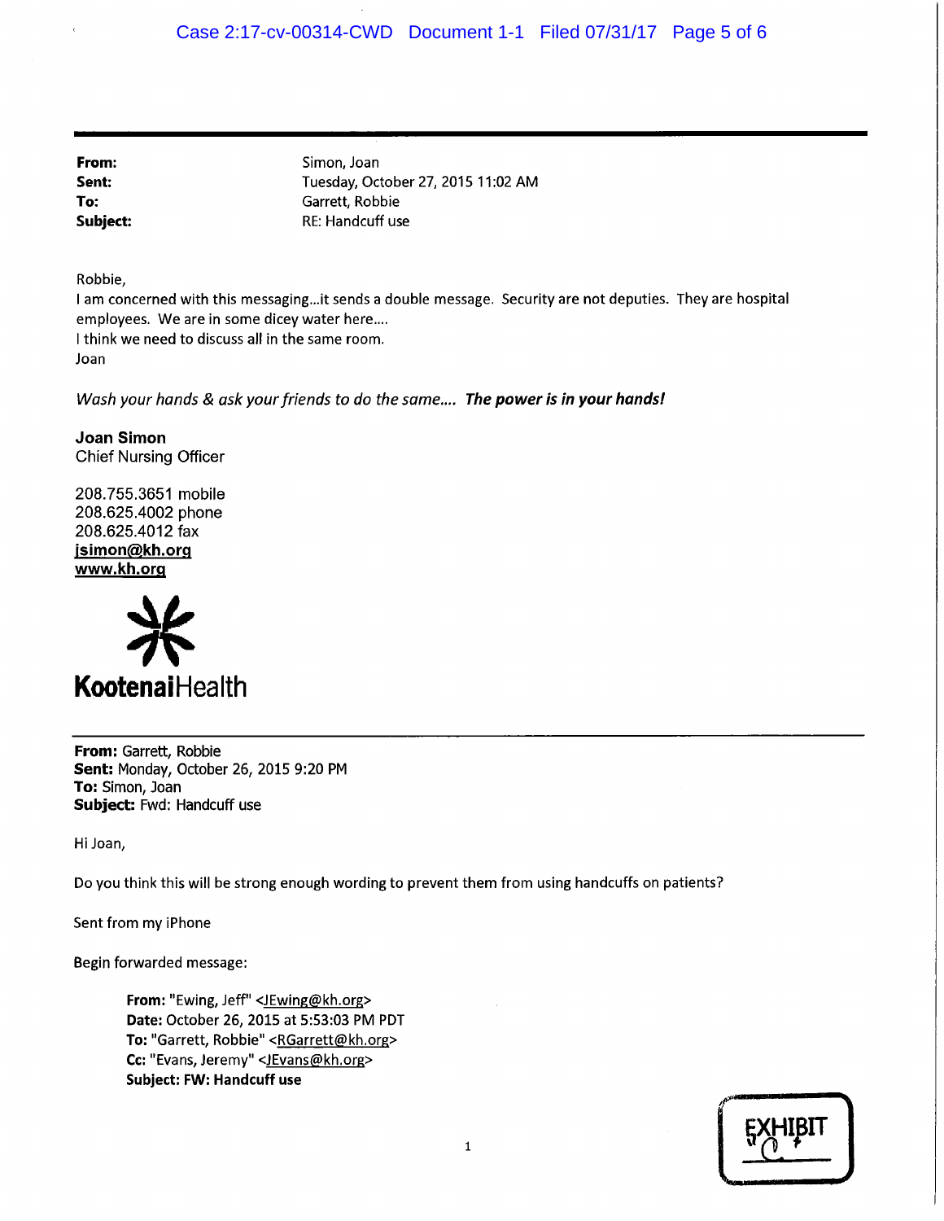**From:** Simon, Joan
**Sent:** Tuesday, October 27, 2015 11:02 AM
**To:** Garrett, Robbie
**Subject:** RE: Handcuff use

Robbie,
I am concerned with this messaging...it sends a double message. Security are not deputies. They are hospital employees. We are in some dicey water here....
I think we need to discuss all in the same room.
Joan

*Wash your hands & ask your friends to do the same....* ***The power is in your hands!***

**Joan Simon**
Chief Nursing Officer

208.755.3651 mobile
208.625.4002 phone
208.625.4012 fax
jsimon@kh.org
www.kh.org

**Kootenai**Health

---

**From:** Garrett, Robbie
**Sent:** Monday, October 26, 2015 9:20 PM
**To:** Simon, Joan
**Subject:** Fwd: Handcuff use

Hi Joan,

Do you think this will be strong enough wording to prevent them from using handcuffs on patients?

Sent from my iPhone

Begin forwarded message:

> **From:** "Ewing, Jeff" <JEwing@kh.org>
> **Date:** October 26, 2015 at 5:53:03 PM PDT
> **To:** "Garrett, Robbie" <RGarrett@kh.org>
> **Cc:** "Evans, Jeremy" <JEvans@kh.org>
> **Subject: FW: Handcuff use**

EXHIBIT C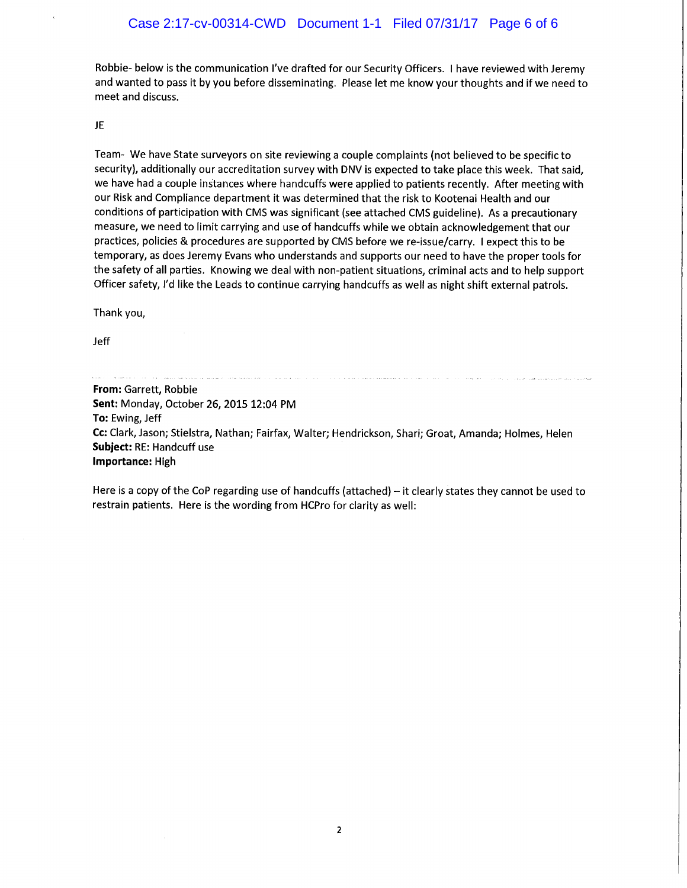Robbie- below is the communication I've drafted for our Security Officers. I have reviewed with Jeremy and wanted to pass it by you before disseminating. Please let me know your thoughts and if we need to meet and discuss.

JE

Team- We have State surveyors on site reviewing a couple complaints (not believed to be specific to security), additionally our accreditation survey with DNV is expected to take place this week. That said, we have had a couple instances where handcuffs were applied to patients recently. After meeting with our Risk and Compliance department it was determined that the risk to Kootenai Health and our conditions of participation with CMS was significant (see attached CMS guideline). As a precautionary measure, we need to limit carrying and use of handcuffs while we obtain acknowledgement that our practices, policies & procedures are supported by CMS before we re-issue/carry. I expect this to be temporary, as does Jeremy Evans who understands and supports our need to have the proper tools for the safety of all parties. Knowing we deal with non-patient situations, criminal acts and to help support Officer safety, I'd like the Leads to continue carrying handcuffs as well as night shift external patrols.

Thank you,

Jeff

---

**From:** Garrett, Robbie
**Sent:** Monday, October 26, 2015 12:04 PM
**To:** Ewing, Jeff
**Cc:** Clark, Jason; Stielstra, Nathan; Fairfax, Walter; Hendrickson, Shari; Groat, Amanda; Holmes, Helen
**Subject:** RE: Handcuff use
**Importance:** High

Here is a copy of the CoP regarding use of handcuffs (attached) – it clearly states they cannot be used to restrain patients. Here is the wording from HCPro for clarity as well: